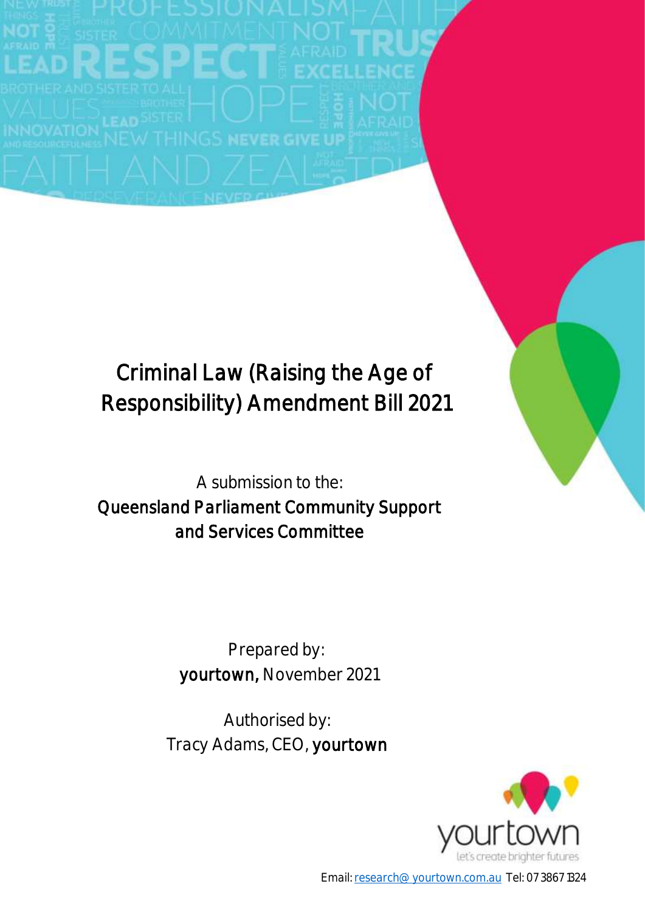# Criminal Law (Raising the Age of Responsibility) Amendment Bill 2021

A submission to the:

**Queensland Parliament Community Support and Services Committee**

Prepared by:

**yourtown,** November 2021

Authorised by:

Tracy Adams, CEO, **yourtown**

Email: research@ yourtown.com.au Tel: 07 3867 1324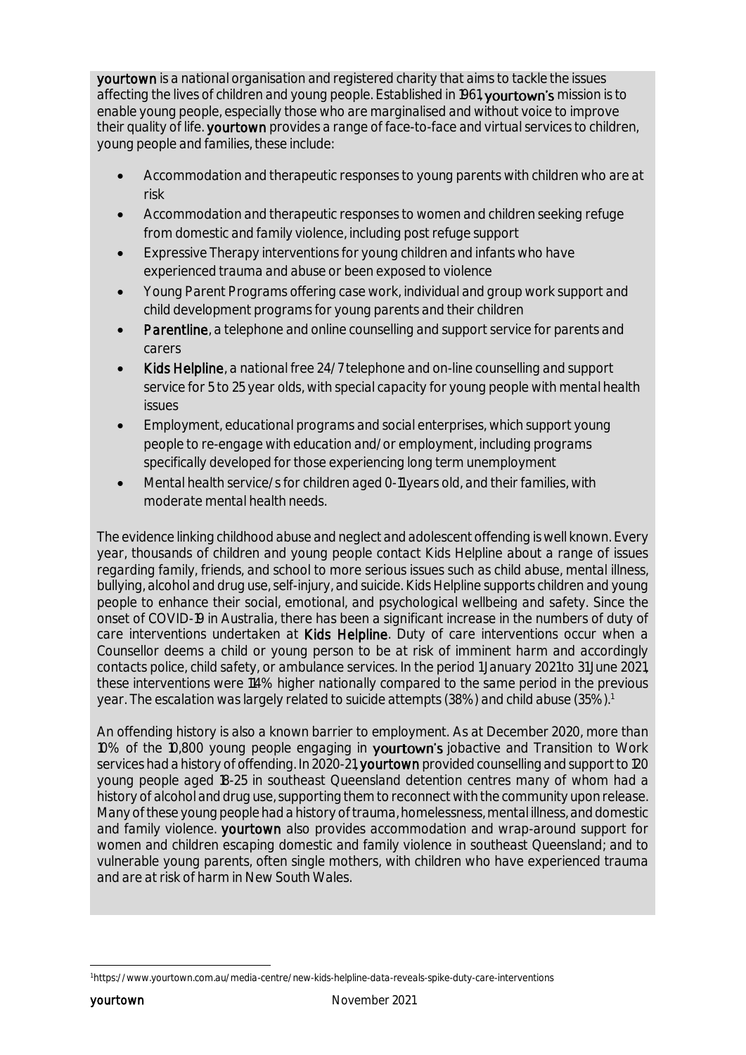**yourtown** is a national organisation and registered charity that aims to tackle the issues affecting the lives of children and young people. Established in 1961, **yourtown's** mission is to enable young people, especially those who are marginalised and without voice to improve their quality of life. **yourtown** provides a range of face-to-face and virtual services to children, young people and families, these include:

- Accommodation and therapeutic responses to young parents with children who are at risk
- Accommodation and therapeutic responses to women and children seeking refuge from domestic and family violence, including post refuge support
- Expressive Therapy interventions for young children and infants who have experienced trauma and abuse or been exposed to violence
- Young Parent Programs offering case work, individual and group work support and child development programs for young parents and their children
- **Parentline**, a telephone and online counselling and support service for parents and carers
- **Kids Helpline**, a national free 24/7 telephone and on-line counselling and support service for 5 to 25 year olds, with special capacity for young people with mental health issues
- Employment, educational programs and social enterprises, which support young people to re-engage with education and/or employment, including programs specifically developed for those experiencing long term unemployment
- Mental health service/s for children aged 0-11 years old, and their families, with moderate mental health needs.

The evidence linking childhood abuse and neglect and adolescent offending is well known. Every year, thousands of children and young people contact Kids Helpline about a range of issues regarding family, friends, and school to more serious issues such as child abuse, mental illness, bullying, alcohol and drug use, self-injury, and suicide. Kids Helpline supports children and young people to enhance their social, emotional, and psychological wellbeing and safety. Since the onset of COVID-19 in Australia, there has been a significant increase in the numbers of duty of care interventions undertaken at **Kids Helpline**. Duty of care interventions occur when a Counsellor deems a child or young person to be at risk of imminent harm and accordingly contacts police, child safety, or ambulance services. In the period 1 January 2021 to 31 June 2021, these interventions were 114% higher nationally compared to the same period in the previous year. The escalation was largely related to suicide attempts (38%) and child abuse (35%).[1]

An offending history is also a known barrier to employment. As at December 2020, more than 10% of the 10,800 young people engaging in **yourtown's** jobactive and Transition to Work services had a history of offending. In 2020-21, **yourtown** provided counselling and support to 120 young people aged 18-25 in southeast Queensland detention centres many of whom had a history of alcohol and drug use, supporting them to reconnect with the community upon release. Many of these young people had a history of trauma, homelessness, mental illness, and domestic and family violence. **yourtown** also provides accommodation and wrap-around support for women and children escaping domestic and family violence in southeast Queensland; and to vulnerable young parents, often single mothers, with children who have experienced trauma and are at risk of harm in New South Wales.

[1] https://www.yourtown.com.au/media-centre/new-kids-helpline-data-reveals-spike-duty-care-interventions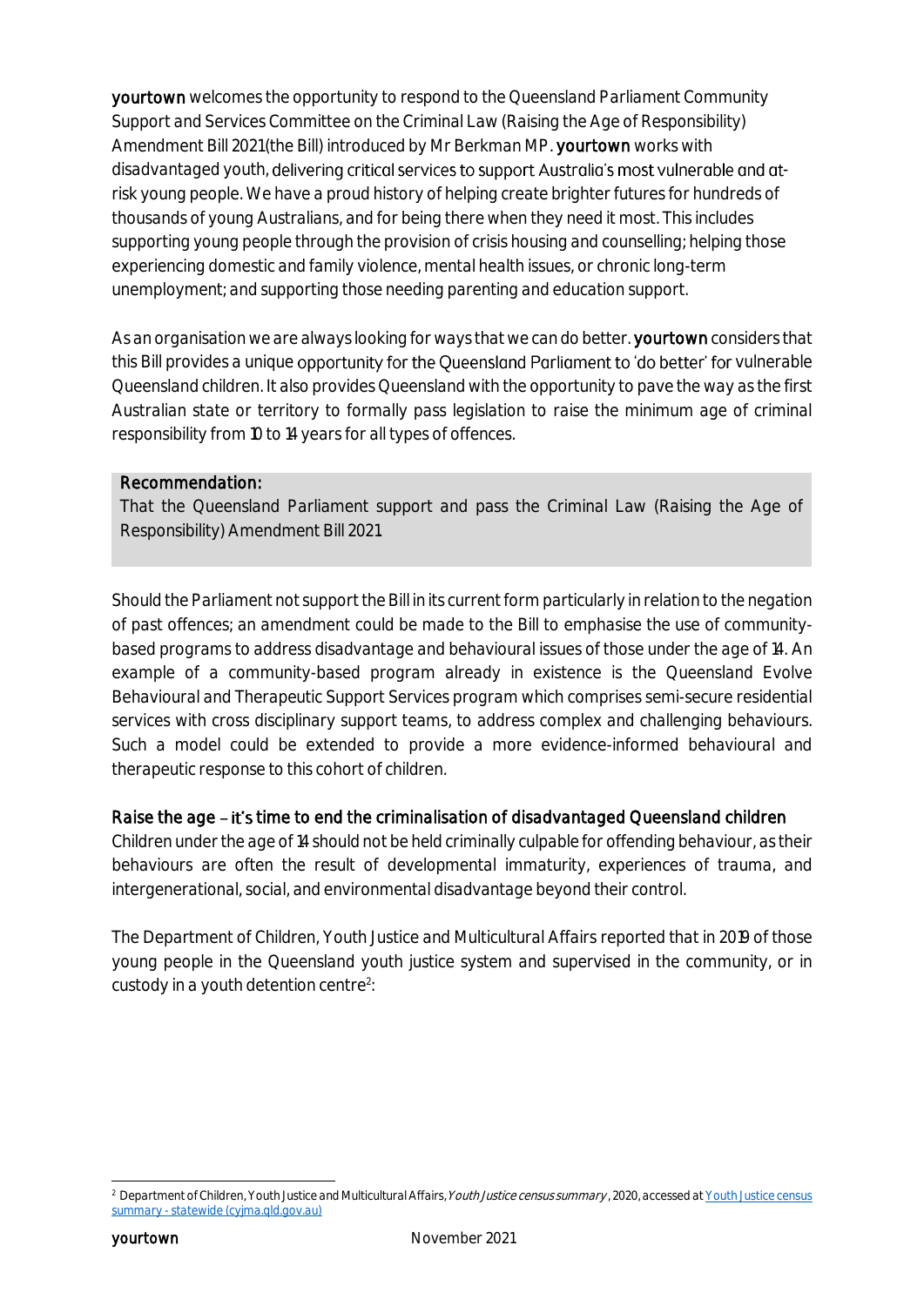**yourtown** welcomes the opportunity to respond to the Queensland Parliament Community Support and Services Committee on the Criminal Law (Raising the Age of Responsibility) Amendment Bill 2021(the Bill) introduced by Mr Berkman MP. **yourtown** works with disadvantaged youth, delivering critical services to support Australia's most vulnerable and at-risk young people. We have a proud history of helping create brighter futures for hundreds of thousands of young Australians, and for being there when they need it most. This includes supporting young people through the provision of crisis housing and counselling; helping those experiencing domestic and family violence, mental health issues, or chronic long-term unemployment; and supporting those needing parenting and education support.

As an organisation we are always looking for ways that we can do better. **yourtown** considers that this Bill provides a unique opportunity for the Queensland Parliament to 'do better' for vulnerable Queensland children. It also provides Queensland with the opportunity to pave the way as the first Australian state or territory to formally pass legislation to raise the minimum age of criminal responsibility from 10 to 14 years for all types of offences.

> **Recommendation:**
> That the Queensland Parliament support and pass the Criminal Law (Raising the Age of Responsibility) Amendment Bill 2021

Should the Parliament not support the Bill in its current form particularly in relation to the negation of past offences; an amendment could be made to the Bill to emphasise the use of community-based programs to address disadvantage and behavioural issues of those under the age of 14. An example of a community-based program already in existence is the Queensland Evolve Behavioural and Therapeutic Support Services program which comprises semi-secure residential services with cross disciplinary support teams, to address complex and challenging behaviours. Such a model could be extended to provide a more evidence-informed behavioural and therapeutic response to this cohort of children.

## Raise the age – it's time to end the criminalisation of disadvantaged Queensland children

Children under the age of 14 should not be held criminally culpable for offending behaviour, as their behaviours are often the result of developmental immaturity, experiences of trauma, and intergenerational, social, and environmental disadvantage beyond their control.

The Department of Children, Youth Justice and Multicultural Affairs reported that in 2019 of those young people in the Queensland youth justice system and supervised in the community, or in custody in a youth detention centre[2]:

[2] Department of Children, Youth Justice and Multicultural Affairs, *Youth Justice census summary*, 2020, accessed at [Youth Justice census summary - statewide (cyjma.qld.gov.au)]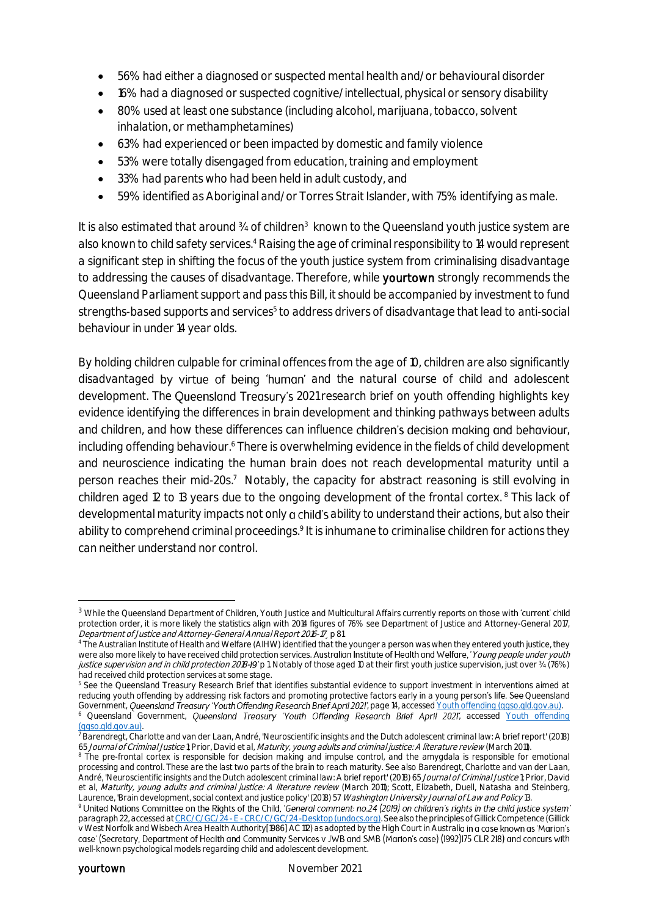- 56% had either a diagnosed or suspected mental health and/or behavioural disorder
- 16% had a diagnosed or suspected cognitive/intellectual, physical or sensory disability
- 80% used at least one substance (including alcohol, marijuana, tobacco, solvent inhalation, or methamphetamines)
- 63% had experienced or been impacted by domestic and family violence
- 53% were totally disengaged from education, training and employment
- 33% had parents who had been held in adult custody, and
- 59% identified as Aboriginal and/or Torres Strait Islander, with 75% identifying as male.

It is also estimated that around ¾ of children[3] known to the Queensland youth justice system are also known to child safety services.[4] Raising the age of criminal responsibility to 14 would represent a significant step in shifting the focus of the youth justice system from criminalising disadvantage to addressing the causes of disadvantage. Therefore, while **yourtown** strongly recommends the Queensland Parliament support and pass this Bill, it should be accompanied by investment to fund strengths-based supports and services[5] to address drivers of disadvantage that lead to anti-social behaviour in under 14 year olds.

By holding children culpable for criminal offences from the age of 10, children are also significantly disadvantaged by virtue of being 'human' and the natural course of child and adolescent development. The Queensland Treasury's 2021 research brief on youth offending highlights key evidence identifying the differences in brain development and thinking pathways between adults and children, and how these differences can influence children's decision making and behaviour, including offending behaviour.[6] There is overwhelming evidence in the fields of child development and neuroscience indicating the human brain does not reach developmental maturity until a person reaches their mid-20s.[7] Notably, the capacity for abstract reasoning is still evolving in children aged 12 to 13 years due to the ongoing development of the frontal cortex.[8] This lack of developmental maturity impacts not only a child's ability to understand their actions, but also their ability to comprehend criminal proceedings.[9] It is inhumane to criminalise children for actions they can neither understand nor control.

---

[3] While the Queensland Department of Children, Youth Justice and Multicultural Affairs currently reports on those with 'current' child protection order, it is more likely the statistics align with 2014 figures of 76% see Department of Justice and Attorney-General 2017, *Department of Justice and Attorney-General Annual Report 2016-17*, p 81

[4] The Australian Institute of Health and Welfare (AIHW) identified that the younger a person was when they entered youth justice, they were also more likely to have received child protection services. Australian Institute of Health and Welfare, '*Young people under youth justice supervision and in child protection 2018-19*' p 1. Notably of those aged 10 at their first youth justice supervision, just over ¾ (76%) had received child protection services at some stage.

[5] See the Queensland Treasury Research Brief that identifies substantial evidence to support investment in interventions aimed at reducing youth offending by addressing risk factors and promoting protective factors early in a young person's life. See Queensland Government, *Queensland Treasury 'Youth Offending Research Brief April 2021'*, page 14, accessed [Youth offending (qgso.qld.gov.au)](Youth offending (qgso.qld.gov.au)).

[6] Queensland Government, *Queensland Treasury 'Youth Offending Research Brief April 2021'*, accessed [Youth offending (qgso.qld.gov.au)](Youth offending (qgso.qld.gov.au)).

[7] Barendregt, Charlotte and van der Laan, André, 'Neuroscientific insights and the Dutch adolescent criminal law: A brief report' (2018) 65 *Journal of Criminal Justice* 1; Prior, David et al, *Maturity, young adults and criminal justice: A literature review* (March 2011).

[8] The pre-frontal cortex is responsible for decision making and impulse control, and the amygdala is responsible for emotional processing and control. These are the last two parts of the brain to reach maturity. See also Barendregt, Charlotte and van der Laan, André, 'Neuroscientific insights and the Dutch adolescent criminal law: A brief report' (2018) 65 *Journal of Criminal Justice* 1; Prior, David et al, *Maturity, young adults and criminal justice: A literature review* (March 2011); Scott, Elizabeth, Duell, Natasha and Steinberg, Laurence, 'Brain development, social context and justice policy' (2018) 57 *Washington University Journal of Law and Policy* 13.

[9] United Nations Committee on the Rights of the Child, *'General comment: no.24 (2019) on children's rights in the child justice system'* paragraph 22, accessed at [CRC/C/GC/24 - E - CRC/C/GC/24 -Desktop (undocs.org)](CRC/C/GC/24 - E - CRC/C/GC/24 -Desktop (undocs.org)). See also the principles of Gillick Competence (Gillick v West Norfolk and Wisbech Area Health Authority[1986] AC 112) as adopted by the High Court in Australia in a case known as 'Marion's case' (Secretary, Department of Health and Community Services v JWB and SMB (Marion's case) (1992)175 CLR 218) and concurs with well-known psychological models regarding child and adolescent development.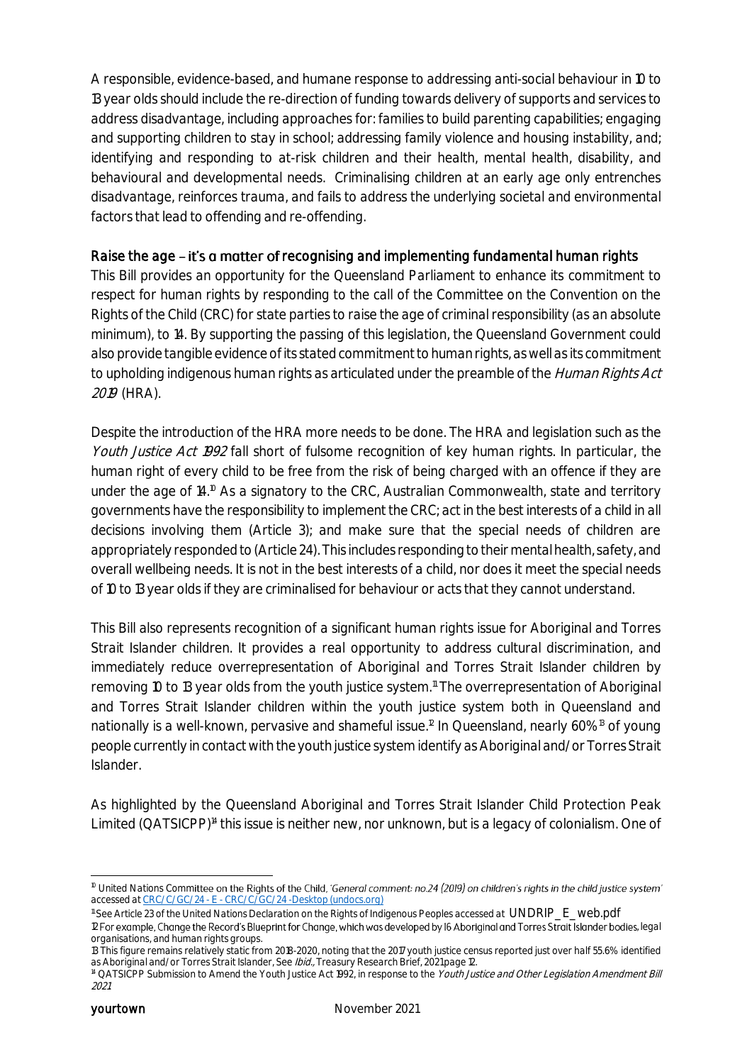A responsible, evidence-based, and humane response to addressing anti-social behaviour in 10 to 13 year olds should include the re-direction of funding towards delivery of supports and services to address disadvantage, including approaches for: families to build parenting capabilities; engaging and supporting children to stay in school; addressing family violence and housing instability, and; identifying and responding to at-risk children and their health, mental health, disability, and behavioural and developmental needs. Criminalising children at an early age only entrenches disadvantage, reinforces trauma, and fails to address the underlying societal and environmental factors that lead to offending and re-offending.

## Raise the age – it's a matter of recognising and implementing fundamental human rights

This Bill provides an opportunity for the Queensland Parliament to enhance its commitment to respect for human rights by responding to the call of the Committee on the Convention on the Rights of the Child (CRC) for state parties to raise the age of criminal responsibility (as an absolute minimum), to 14. By supporting the passing of this legislation, the Queensland Government could also provide tangible evidence of its stated commitment to human rights, as well as its commitment to upholding indigenous human rights as articulated under the preamble of the *Human Rights Act 2019* (HRA).

Despite the introduction of the HRA more needs to be done. The HRA and legislation such as the *Youth Justice Act 1992* fall short of fulsome recognition of key human rights. In particular, the human right of every child to be free from the risk of being charged with an offence if they are under the age of 14.[10] As a signatory to the CRC, Australian Commonwealth, state and territory governments have the responsibility to implement the CRC; act in the best interests of a child in all decisions involving them (Article 3); and make sure that the special needs of children are appropriately responded to (Article 24). This includes responding to their mental health, safety, and overall wellbeing needs. It is not in the best interests of a child, nor does it meet the special needs of 10 to 13 year olds if they are criminalised for behaviour or acts that they cannot understand.

This Bill also represents recognition of a significant human rights issue for Aboriginal and Torres Strait Islander children. It provides a real opportunity to address cultural discrimination, and immediately reduce overrepresentation of Aboriginal and Torres Strait Islander children by removing 10 to 13 year olds from the youth justice system.[11] The overrepresentation of Aboriginal and Torres Strait Islander children within the youth justice system both in Queensland and nationally is a well-known, pervasive and shameful issue.[12] In Queensland, nearly 60%[13] of young people currently in contact with the youth justice system identify as Aboriginal and/or Torres Strait Islander.

As highlighted by the Queensland Aboriginal and Torres Strait Islander Child Protection Peak Limited (QATSICPP)[14] this issue is neither new, nor unknown, but is a legacy of colonialism. One of

---

[10] United Nations Committee on the Rights of the Child, *'General comment: no.24 (2019) on children's rights in the child justice system'* accessed at [CRC/C/GC/24 - E - CRC/C/GC/24 -Desktop (undocs.org)](undocs.org)

[11] See Article 23 of the United Nations Declaration on the Rights of Indigenous Peoples accessed at UNDRIP_E_web.pdf

[12] For example, Change the Record's Blueprint for Change, which was developed by 16 Aboriginal and Torres Strait Islander bodies, legal organisations, and human rights groups.

[13] This figure remains relatively static from 2018-2020, noting that the 2017 youth justice census reported just over half 55.6% identified as Aboriginal and/or Torres Strait Islander, See *Ibid.*, Treasury Research Brief, 2021 page 12.

[14] QATSICPP Submission to Amend the Youth Justice Act 1992, in response to the *Youth Justice and Other Legislation Amendment Bill 2021*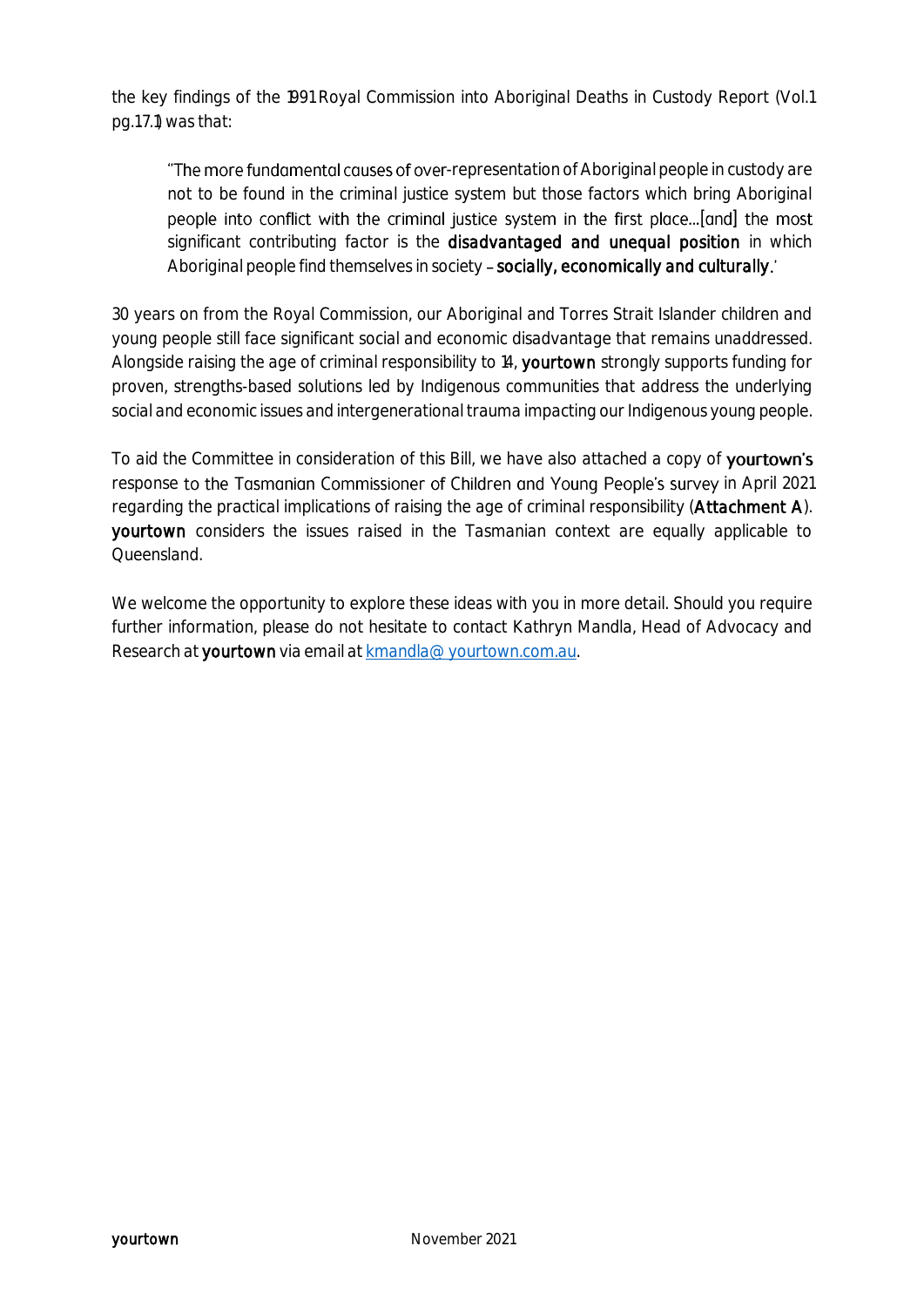the key findings of the 1991 Royal Commission into Aboriginal Deaths in Custody Report (Vol.1 pg.17.1) was that:

> "The more fundamental causes of over-representation of Aboriginal people in custody are not to be found in the criminal justice system but those factors which bring Aboriginal people into conflict with the criminal justice system in the first place...[and] the most significant contributing factor is the **disadvantaged and unequal position** in which Aboriginal people find themselves in society – **socially, economically and culturally**.'

30 years on from the Royal Commission, our Aboriginal and Torres Strait Islander children and young people still face significant social and economic disadvantage that remains unaddressed. Alongside raising the age of criminal responsibility to 14, **yourtown** strongly supports funding for proven, strengths-based solutions led by Indigenous communities that address the underlying social and economic issues and intergenerational trauma impacting our Indigenous young people.

To aid the Committee in consideration of this Bill, we have also attached a copy of **yourtown's** response to the Tasmanian Commissioner of Children and Young People's survey in April 2021 regarding the practical implications of raising the age of criminal responsibility (**Attachment A**). **yourtown** considers the issues raised in the Tasmanian context are equally applicable to Queensland.

We welcome the opportunity to explore these ideas with you in more detail. Should you require further information, please do not hesitate to contact Kathryn Mandla, Head of Advocacy and Research at **yourtown** via email at kmandla@ yourtown.com.au.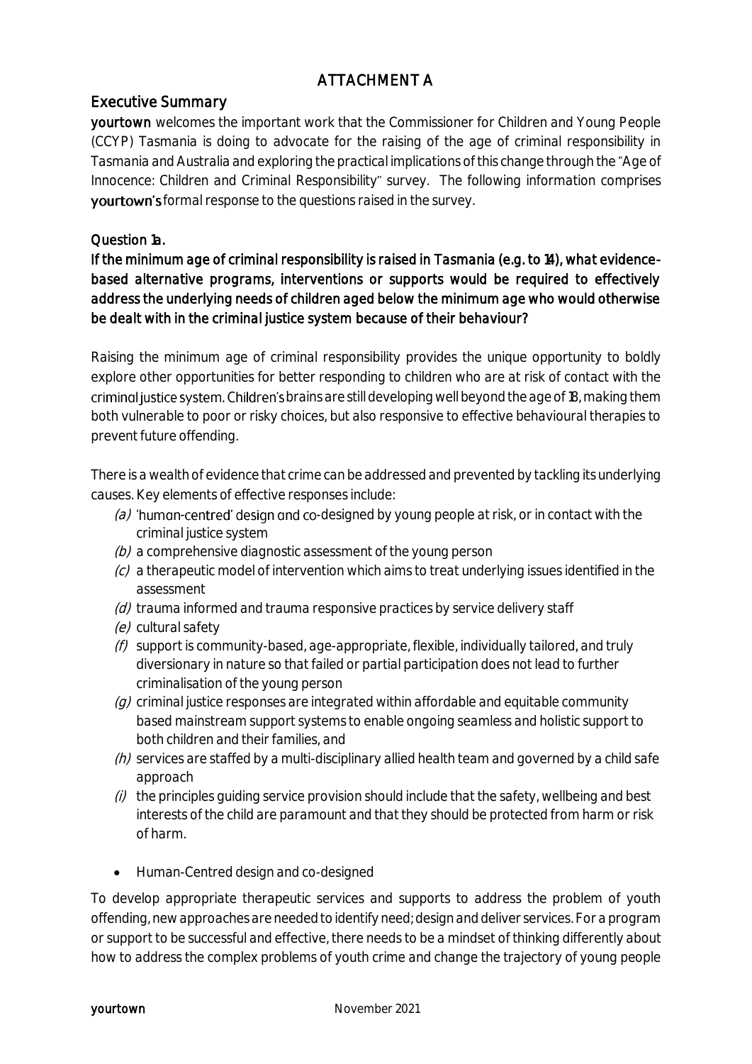# ATTACHMENT A

## Executive Summary

**yourtown** welcomes the important work that the Commissioner for Children and Young People (CCYP) Tasmania is doing to advocate for the raising of the age of criminal responsibility in Tasmania and Australia and exploring the practical implications of this change through the "Age of Innocence: Children and Criminal Responsibility" survey. The following information comprises **yourtown's** formal response to the questions raised in the survey.

### Question 1a.

**If the minimum age of criminal responsibility is raised in Tasmania (e.g. to 14), what evidence-based alternative programs, interventions or supports would be required to effectively address the underlying needs of children aged below the minimum age who would otherwise be dealt with in the criminal justice system because of their behaviour?**

Raising the minimum age of criminal responsibility provides the unique opportunity to boldly explore other opportunities for better responding to children who are at risk of contact with the criminal justice system. Children's brains are still developing well beyond the age of 18, making them both vulnerable to poor or risky choices, but also responsive to effective behavioural therapies to prevent future offending.

There is a wealth of evidence that crime can be addressed and prevented by tackling its underlying causes. Key elements of effective responses include:

*(a)* 'human-centred' design and co-designed by young people at risk, or in contact with the criminal justice system
*(b)* a comprehensive diagnostic assessment of the young person
*(c)* a therapeutic model of intervention which aims to treat underlying issues identified in the assessment
*(d)* trauma informed and trauma responsive practices by service delivery staff
*(e)* cultural safety
*(f)* support is community-based, age-appropriate, flexible, individually tailored, and truly diversionary in nature so that failed or partial participation does not lead to further criminalisation of the young person
*(g)* criminal justice responses are integrated within affordable and equitable community based mainstream support systems to enable ongoing seamless and holistic support to both children and their families, and
*(h)* services are staffed by a multi-disciplinary allied health team and governed by a child safe approach
*(i)* the principles guiding service provision should include that the safety, wellbeing and best interests of the child are paramount and that they should be protected from harm or risk of harm.

- Human-Centred design and co-designed

To develop appropriate therapeutic services and supports to address the problem of youth offending, new approaches are needed to identify need; design and deliver services. For a program or support to be successful and effective, there needs to be a mindset of thinking differently about how to address the complex problems of youth crime and change the trajectory of young people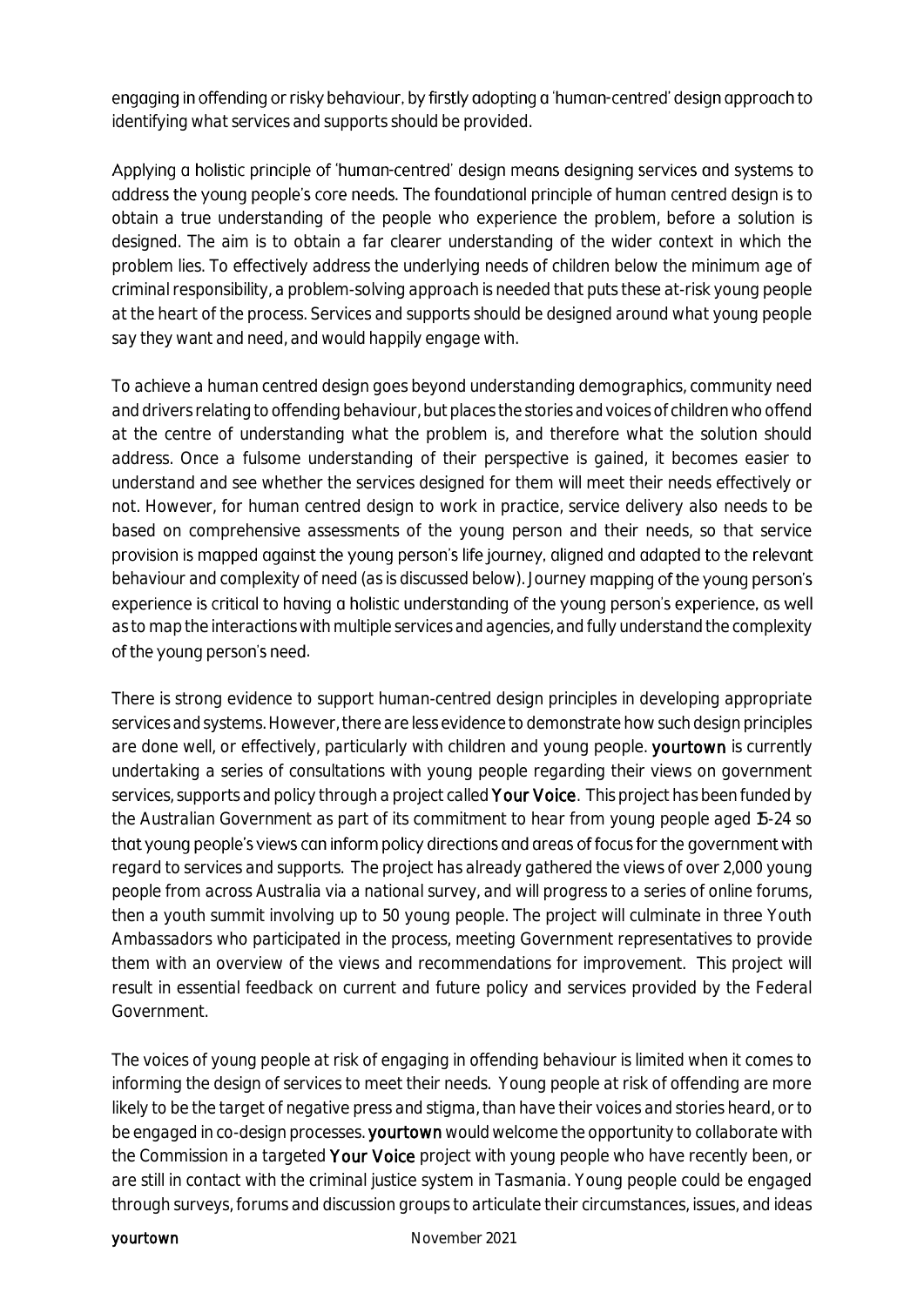engaging in offending or risky behaviour, by firstly adopting a 'human-centred' design approach to identifying what services and supports should be provided.

Applying a holistic principle of 'human-centred' design means designing services and systems to address the young people's core needs. The foundational principle of human centred design is to obtain a true understanding of the people who experience the problem, before a solution is designed. The aim is to obtain a far clearer understanding of the wider context in which the problem lies. To effectively address the underlying needs of children below the minimum age of criminal responsibility, a problem-solving approach is needed that puts these at-risk young people at the heart of the process. Services and supports should be designed around what young people say they want and need, and would happily engage with.

To achieve a human centred design goes beyond understanding demographics, community need and drivers relating to offending behaviour, but places the stories and voices of children who offend at the centre of understanding what the problem is, and therefore what the solution should address. Once a fulsome understanding of their perspective is gained, it becomes easier to understand and see whether the services designed for them will meet their needs effectively or not. However, for human centred design to work in practice, service delivery also needs to be based on comprehensive assessments of the young person and their needs, so that service provision is mapped against the young person's life journey, aligned and adapted to the relevant behaviour and complexity of need (as is discussed below). Journey mapping of the young person's experience is critical to having a holistic understanding of the young person's experience, as well as to map the interactions with multiple services and agencies, and fully understand the complexity of the young person's need.

There is strong evidence to support human-centred design principles in developing appropriate services and systems. However, there are less evidence to demonstrate how such design principles are done well, or effectively, particularly with children and young people. **yourtown** is currently undertaking a series of consultations with young people regarding their views on government services, supports and policy through a project called **Your Voice**. This project has been funded by the Australian Government as part of its commitment to hear from young people aged 15-24 so that young people's views can inform policy directions and areas of focus for the government with regard to services and supports. The project has already gathered the views of over 2,000 young people from across Australia via a national survey, and will progress to a series of online forums, then a youth summit involving up to 50 young people. The project will culminate in three Youth Ambassadors who participated in the process, meeting Government representatives to provide them with an overview of the views and recommendations for improvement. This project will result in essential feedback on current and future policy and services provided by the Federal Government.

The voices of young people at risk of engaging in offending behaviour is limited when it comes to informing the design of services to meet their needs. Young people at risk of offending are more likely to be the target of negative press and stigma, than have their voices and stories heard, or to be engaged in co-design processes. **yourtown** would welcome the opportunity to collaborate with the Commission in a targeted **Your Voice** project with young people who have recently been, or are still in contact with the criminal justice system in Tasmania. Young people could be engaged through surveys, forums and discussion groups to articulate their circumstances, issues, and ideas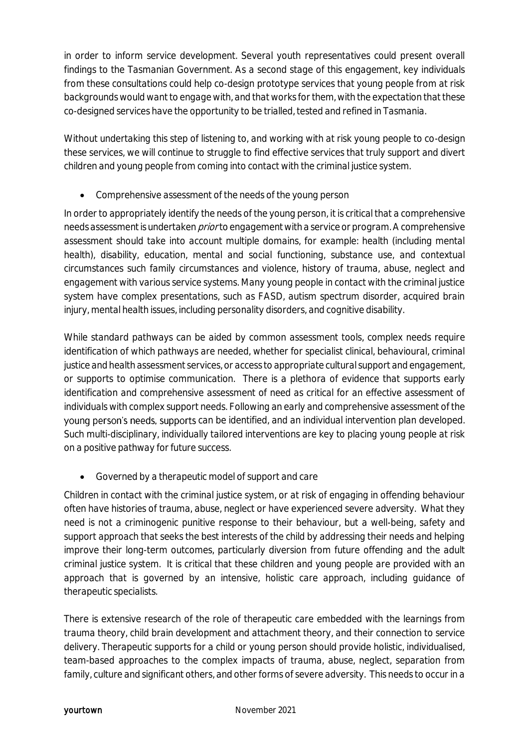in order to inform service development. Several youth representatives could present overall findings to the Tasmanian Government. As a second stage of this engagement, key individuals from these consultations could help co-design prototype services that young people from at risk backgrounds would want to engage with, and that works for them, with the expectation that these co-designed services have the opportunity to be trialled, tested and refined in Tasmania.

Without undertaking this step of listening to, and working with at risk young people to co-design these services, we will continue to struggle to find effective services that truly support and divert children and young people from coming into contact with the criminal justice system.

- Comprehensive assessment of the needs of the young person

In order to appropriately identify the needs of the young person, it is critical that a comprehensive needs assessment is undertaken *prior* to engagement with a service or program. A comprehensive assessment should take into account multiple domains, for example: health (including mental health), disability, education, mental and social functioning, substance use, and contextual circumstances such family circumstances and violence, history of trauma, abuse, neglect and engagement with various service systems. Many young people in contact with the criminal justice system have complex presentations, such as FASD, autism spectrum disorder, acquired brain injury, mental health issues, including personality disorders, and cognitive disability.

While standard pathways can be aided by common assessment tools, complex needs require identification of which pathways are needed, whether for specialist clinical, behavioural, criminal justice and health assessment services, or access to appropriate cultural support and engagement, or supports to optimise communication. There is a plethora of evidence that supports early identification and comprehensive assessment of need as critical for an effective assessment of individuals with complex support needs. Following an early and comprehensive assessment of the young person's needs, supports can be identified, and an individual intervention plan developed. Such multi-disciplinary, individually tailored interventions are key to placing young people at risk on a positive pathway for future success.

- Governed by a therapeutic model of support and care

Children in contact with the criminal justice system, or at risk of engaging in offending behaviour often have histories of trauma, abuse, neglect or have experienced severe adversity. What they need is not a criminogenic punitive response to their behaviour, but a well-being, safety and support approach that seeks the best interests of the child by addressing their needs and helping improve their long-term outcomes, particularly diversion from future offending and the adult criminal justice system. It is critical that these children and young people are provided with an approach that is governed by an intensive, holistic care approach, including guidance of therapeutic specialists.

There is extensive research of the role of therapeutic care embedded with the learnings from trauma theory, child brain development and attachment theory, and their connection to service delivery. Therapeutic supports for a child or young person should provide holistic, individualised, team-based approaches to the complex impacts of trauma, abuse, neglect, separation from family, culture and significant others, and other forms of severe adversity. This needs to occur in a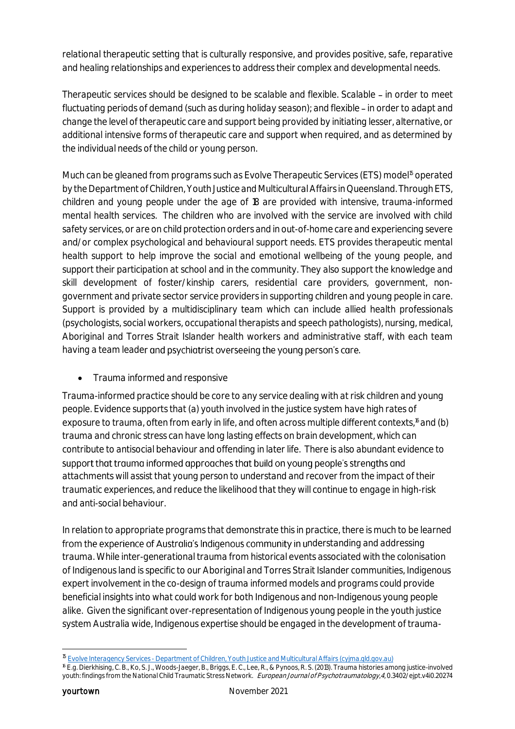relational therapeutic setting that is culturally responsive, and provides positive, safe, reparative and healing relationships and experiences to address their complex and developmental needs.

Therapeutic services should be designed to be scalable and flexible. Scalable – in order to meet fluctuating periods of demand (such as during holiday season); and flexible – in order to adapt and change the level of therapeutic care and support being provided by initiating lesser, alternative, or additional intensive forms of therapeutic care and support when required, and as determined by the individual needs of the child or young person.

Much can be gleaned from programs such as Evolve Therapeutic Services (ETS) model[15] operated by the Department of Children, Youth Justice and Multicultural Affairs in Queensland. Through ETS, children and young people under the age of 18 are provided with intensive, trauma-informed mental health services. The children who are involved with the service are involved with child safety services, or are on child protection orders and in out-of-home care and experiencing severe and/or complex psychological and behavioural support needs. ETS provides therapeutic mental health support to help improve the social and emotional wellbeing of the young people, and support their participation at school and in the community. They also support the knowledge and skill development of foster/kinship carers, residential care providers, government, non-government and private sector service providers in supporting children and young people in care. Support is provided by a multidisciplinary team which can include allied health professionals (psychologists, social workers, occupational therapists and speech pathologists), nursing, medical, Aboriginal and Torres Strait Islander health workers and administrative staff, with each team having a team leader and psychiatrist overseeing the young person's care.

- Trauma informed and responsive

Trauma-informed practice should be core to any service dealing with at risk children and young people. Evidence supports that (a) youth involved in the justice system have high rates of exposure to trauma, often from early in life, and often across multiple different contexts,[16] and (b) trauma and chronic stress can have long lasting effects on brain development, which can contribute to antisocial behaviour and offending in later life. There is also abundant evidence to support that trauma informed approaches that build on young people's strengths and attachments will assist that young person to understand and recover from the impact of their traumatic experiences, and reduce the likelihood that they will continue to engage in high-risk and anti-social behaviour.

In relation to appropriate programs that demonstrate this in practice, there is much to be learned from the experience of Australia's Indigenous community in understanding and addressing trauma. While inter-generational trauma from historical events associated with the colonisation of Indigenous land is specific to our Aboriginal and Torres Strait Islander communities, Indigenous expert involvement in the co-design of trauma informed models and programs could provide beneficial insights into what could work for both Indigenous and non-Indigenous young people alike. Given the significant over-representation of Indigenous young people in the youth justice system Australia wide, Indigenous expertise should be engaged in the development of trauma-

[15] Evolve Interagency Services - Department of Children, Youth Justice and Multicultural Affairs (cyjma.qld.gov.au)

[16] E.g. Dierkhising, C. B., Ko, S. J., Woods-Jaeger, B., Briggs, E. C., Lee, R., & Pynoos, R. S. (2013). Trauma histories among justice-involved youth: findings from the National Child Traumatic Stress Network. *European Journal of Psychotraumatology*, *4*, 0.3402/ejpt.v4i0.20274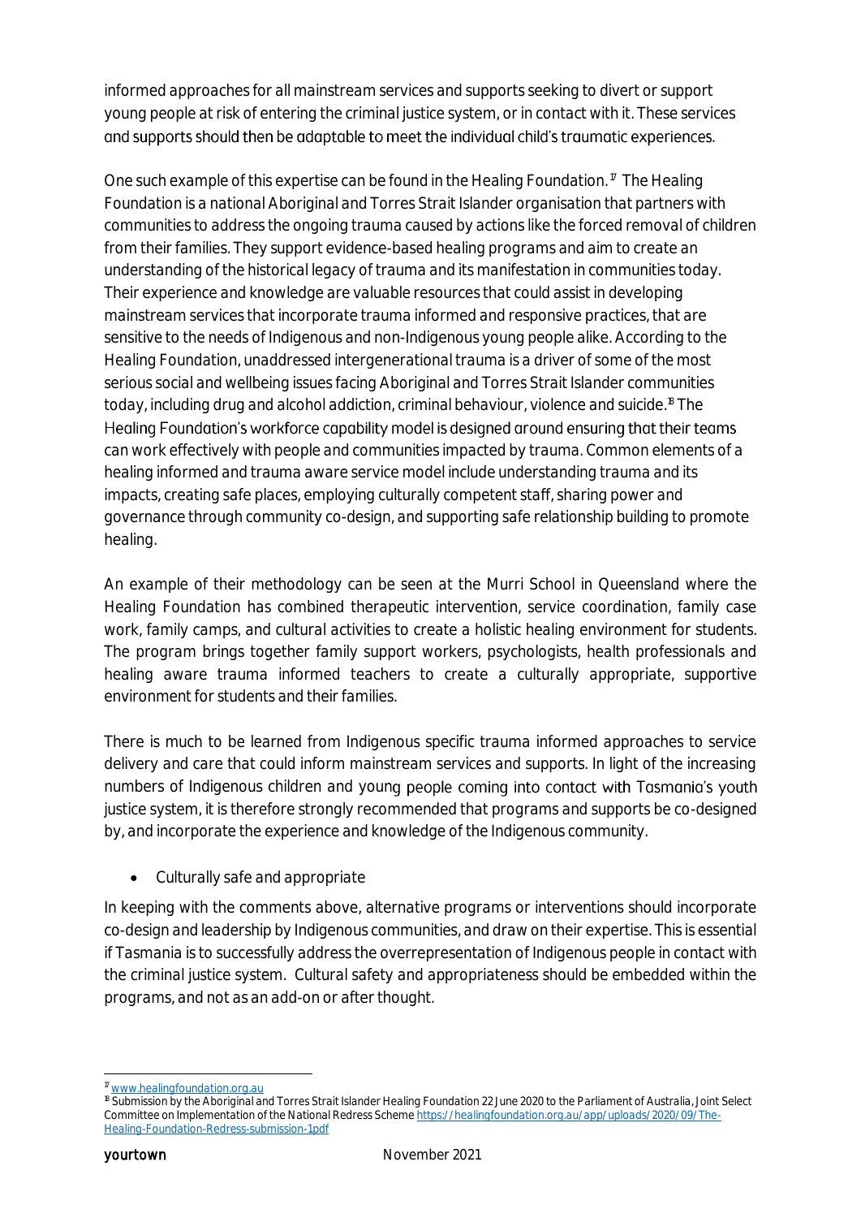informed approaches for all mainstream services and supports seeking to divert or support young people at risk of entering the criminal justice system, or in contact with it. These services and supports should then be adaptable to meet the individual child's traumatic experiences.

One such example of this expertise can be found in the Healing Foundation.[17] The Healing Foundation is a national Aboriginal and Torres Strait Islander organisation that partners with communities to address the ongoing trauma caused by actions like the forced removal of children from their families. They support evidence-based healing programs and aim to create an understanding of the historical legacy of trauma and its manifestation in communities today. Their experience and knowledge are valuable resources that could assist in developing mainstream services that incorporate trauma informed and responsive practices, that are sensitive to the needs of Indigenous and non-Indigenous young people alike. According to the Healing Foundation, unaddressed intergenerational trauma is a driver of some of the most serious social and wellbeing issues facing Aboriginal and Torres Strait Islander communities today, including drug and alcohol addiction, criminal behaviour, violence and suicide.[18] The Healing Foundation's workforce capability model is designed around ensuring that their teams can work effectively with people and communities impacted by trauma. Common elements of a healing informed and trauma aware service model include understanding trauma and its impacts, creating safe places, employing culturally competent staff, sharing power and governance through community co-design, and supporting safe relationship building to promote healing.

An example of their methodology can be seen at the Murri School in Queensland where the Healing Foundation has combined therapeutic intervention, service coordination, family case work, family camps, and cultural activities to create a holistic healing environment for students. The program brings together family support workers, psychologists, health professionals and healing aware trauma informed teachers to create a culturally appropriate, supportive environment for students and their families.

There is much to be learned from Indigenous specific trauma informed approaches to service delivery and care that could inform mainstream services and supports. In light of the increasing numbers of Indigenous children and young people coming into contact with Tasmania's youth justice system, it is therefore strongly recommended that programs and supports be co-designed by, and incorporate the experience and knowledge of the Indigenous community.

- Culturally safe and appropriate

In keeping with the comments above, alternative programs or interventions should incorporate co-design and leadership by Indigenous communities, and draw on their expertise. This is essential if Tasmania is to successfully address the overrepresentation of Indigenous people in contact with the criminal justice system. Cultural safety and appropriateness should be embedded within the programs, and not as an add-on or after thought.

---

[17] www.healingfoundation.org.au

[18] Submission by the Aboriginal and Torres Strait Islander Healing Foundation 22 June 2020 to the Parliament of Australia, Joint Select Committee on Implementation of the National Redress Scheme https://healingfoundation.org.au/app/uploads/2020/09/The-Healing-Foundation-Redress-submission-1pdf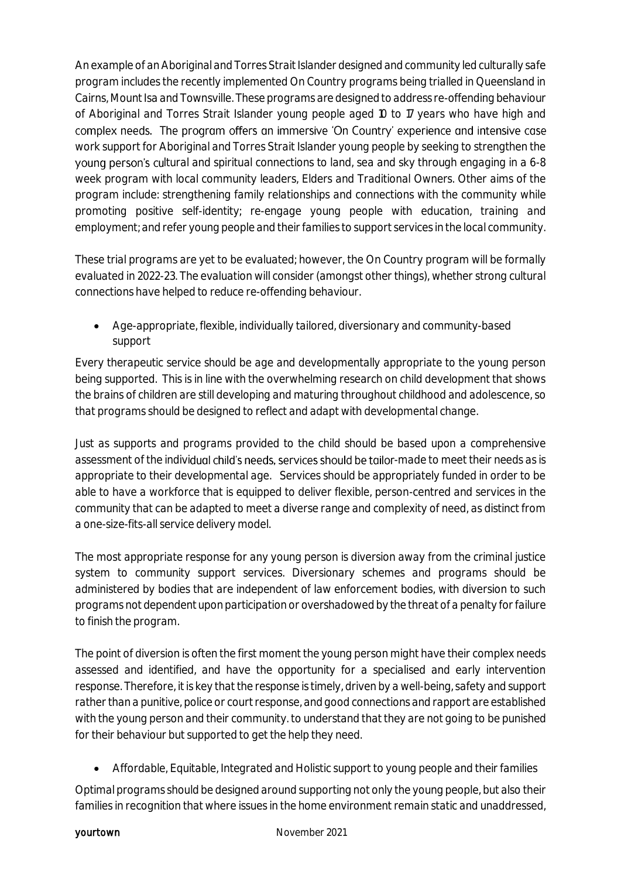An example of an Aboriginal and Torres Strait Islander designed and community led culturally safe program includes the recently implemented On Country programs being trialled in Queensland in Cairns, Mount Isa and Townsville. These programs are designed to address re-offending behaviour of Aboriginal and Torres Strait Islander young people aged 10 to 17 years who have high and complex needs. The program offers an immersive 'On Country' experience and intensive case work support for Aboriginal and Torres Strait Islander young people by seeking to strengthen the young person's cultural and spiritual connections to land, sea and sky through engaging in a 6-8 week program with local community leaders, Elders and Traditional Owners. Other aims of the program include: strengthening family relationships and connections with the community while promoting positive self-identity; re-engage young people with education, training and employment; and refer young people and their families to support services in the local community.

These trial programs are yet to be evaluated; however, the On Country program will be formally evaluated in 2022-23. The evaluation will consider (amongst other things), whether strong cultural connections have helped to reduce re-offending behaviour.

- Age-appropriate, flexible, individually tailored, diversionary and community-based support

Every therapeutic service should be age and developmentally appropriate to the young person being supported. This is in line with the overwhelming research on child development that shows the brains of children are still developing and maturing throughout childhood and adolescence, so that programs should be designed to reflect and adapt with developmental change.

Just as supports and programs provided to the child should be based upon a comprehensive assessment of the individual child's needs, services should be tailor-made to meet their needs as is appropriate to their developmental age. Services should be appropriately funded in order to be able to have a workforce that is equipped to deliver flexible, person-centred and services in the community that can be adapted to meet a diverse range and complexity of need, as distinct from a one-size-fits-all service delivery model.

The most appropriate response for any young person is diversion away from the criminal justice system to community support services. Diversionary schemes and programs should be administered by bodies that are independent of law enforcement bodies, with diversion to such programs not dependent upon participation or overshadowed by the threat of a penalty for failure to finish the program.

The point of diversion is often the first moment the young person might have their complex needs assessed and identified, and have the opportunity for a specialised and early intervention response. Therefore, it is key that the response is timely, driven by a well-being, safety and support rather than a punitive, police or court response, and good connections and rapport are established with the young person and their community. to understand that they are not going to be punished for their behaviour but supported to get the help they need.

- Affordable, Equitable, Integrated and Holistic support to young people and their families

Optimal programs should be designed around supporting not only the young people, but also their families in recognition that where issues in the home environment remain static and unaddressed,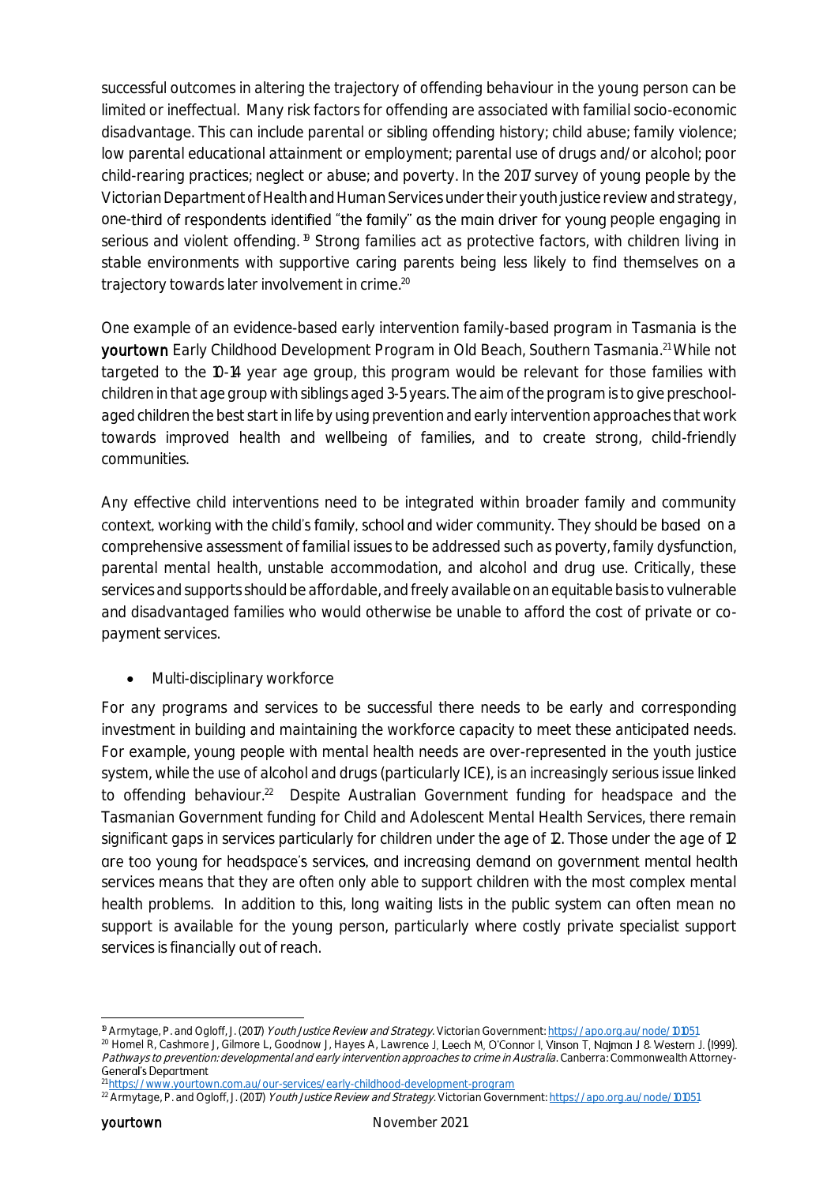successful outcomes in altering the trajectory of offending behaviour in the young person can be limited or ineffectual. Many risk factors for offending are associated with familial socio-economic disadvantage. This can include parental or sibling offending history; child abuse; family violence; low parental educational attainment or employment; parental use of drugs and/or alcohol; poor child-rearing practices; neglect or abuse; and poverty. In the 2017 survey of young people by the Victorian Department of Health and Human Services under their youth justice review and strategy, one-third of respondents identified "the family" as the main driver for young people engaging in serious and violent offending. [19] Strong families act as protective factors, with children living in stable environments with supportive caring parents being less likely to find themselves on a trajectory towards later involvement in crime.[20]

One example of an evidence-based early intervention family-based program in Tasmania is the **yourtown** Early Childhood Development Program in Old Beach, Southern Tasmania.[21] While not targeted to the 10-14 year age group, this program would be relevant for those families with children in that age group with siblings aged 3-5 years. The aim of the program is to give preschool-aged children the best start in life by using prevention and early intervention approaches that work towards improved health and wellbeing of families, and to create strong, child-friendly communities.

Any effective child interventions need to be integrated within broader family and community context, working with the child's family, school and wider community. They should be based on a comprehensive assessment of familial issues to be addressed such as poverty, family dysfunction, parental mental health, unstable accommodation, and alcohol and drug use. Critically, these services and supports should be affordable, and freely available on an equitable basis to vulnerable and disadvantaged families who would otherwise be unable to afford the cost of private or co-payment services.

- Multi-disciplinary workforce

For any programs and services to be successful there needs to be early and corresponding investment in building and maintaining the workforce capacity to meet these anticipated needs. For example, young people with mental health needs are over-represented in the youth justice system, while the use of alcohol and drugs (particularly ICE), is an increasingly serious issue linked to offending behaviour.[22] Despite Australian Government funding for headspace and the Tasmanian Government funding for Child and Adolescent Mental Health Services, there remain significant gaps in services particularly for children under the age of 12. Those under the age of 12 are too young for headspace's services, and increasing demand on government mental health services means that they are often only able to support children with the most complex mental health problems. In addition to this, long waiting lists in the public system can often mean no support is available for the young person, particularly where costly private specialist support services is financially out of reach.

---

[19] Armytage, P. and Ogloff, J. (2017) *Youth Justice Review and Strategy*. Victorian Government: https://apo.org.au/node/101051

[20] Homel R, Cashmore J, Gilmore L, Goodnow J, Hayes A, Lawrence J, Leech M, O'Connor I, Vinson T, Najman J & Western J. (1999). *Pathways to prevention: developmental and early intervention approaches to crime in Australia*. Canberra: Commonwealth Attorney-General's Department

[21] https://www.yourtown.com.au/our-services/early-childhood-development-program

[22] Armytage, P. and Ogloff, J. (2017) *Youth Justice Review and Strategy*. Victorian Government: https://apo.org.au/node/101051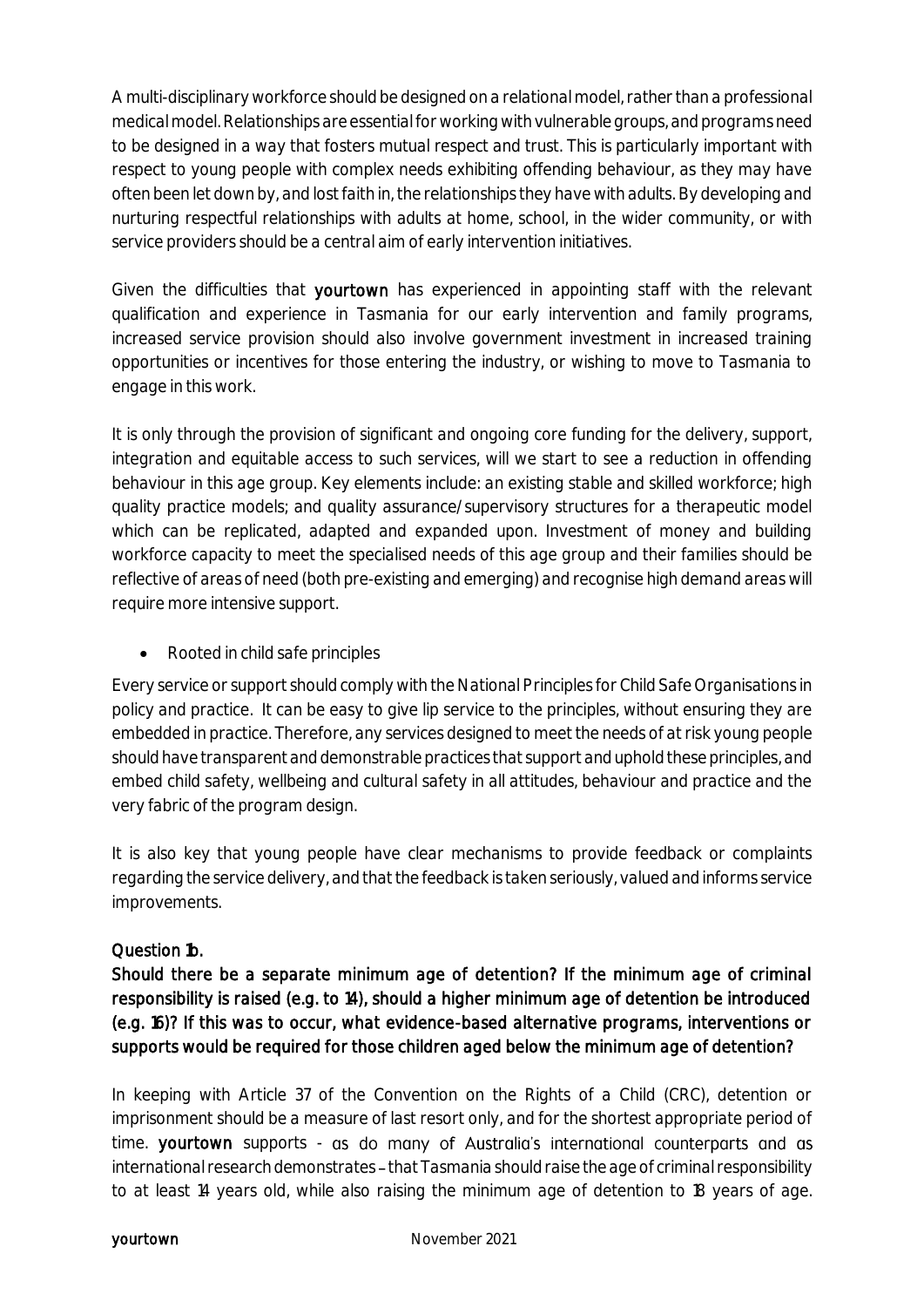A multi-disciplinary workforce should be designed on a relational model, rather than a professional medical model. Relationships are essential for working with vulnerable groups, and programs need to be designed in a way that fosters mutual respect and trust. This is particularly important with respect to young people with complex needs exhibiting offending behaviour, as they may have often been let down by, and lost faith in, the relationships they have with adults. By developing and nurturing respectful relationships with adults at home, school, in the wider community, or with service providers should be a central aim of early intervention initiatives.

Given the difficulties that **yourtown** has experienced in appointing staff with the relevant qualification and experience in Tasmania for our early intervention and family programs, increased service provision should also involve government investment in increased training opportunities or incentives for those entering the industry, or wishing to move to Tasmania to engage in this work.

It is only through the provision of significant and ongoing core funding for the delivery, support, integration and equitable access to such services, will we start to see a reduction in offending behaviour in this age group. Key elements include: an existing stable and skilled workforce; high quality practice models; and quality assurance/supervisory structures for a therapeutic model which can be replicated, adapted and expanded upon. Investment of money and building workforce capacity to meet the specialised needs of this age group and their families should be reflective of areas of need (both pre-existing and emerging) and recognise high demand areas will require more intensive support.

- Rooted in child safe principles

Every service or support should comply with the National Principles for Child Safe Organisations in policy and practice. It can be easy to give lip service to the principles, without ensuring they are embedded in practice. Therefore, any services designed to meet the needs of at risk young people should have transparent and demonstrable practices that support and uphold these principles, and embed child safety, wellbeing and cultural safety in all attitudes, behaviour and practice and the very fabric of the program design.

It is also key that young people have clear mechanisms to provide feedback or complaints regarding the service delivery, and that the feedback is taken seriously, valued and informs service improvements.

### Question 1b.

**Should there be a separate minimum age of detention? If the minimum age of criminal responsibility is raised (e.g. to 14), should a higher minimum age of detention be introduced (e.g. 16)? If this was to occur, what evidence-based alternative programs, interventions or supports would be required for those children aged below the minimum age of detention?**

In keeping with Article 37 of the Convention on the Rights of a Child (CRC), detention or imprisonment should be a measure of last resort only, and for the shortest appropriate period of time. **yourtown** supports - as do many of Australia's international counterparts and as international research demonstrates – that Tasmania should raise the age of criminal responsibility to at least 14 years old, while also raising the minimum age of detention to 18 years of age.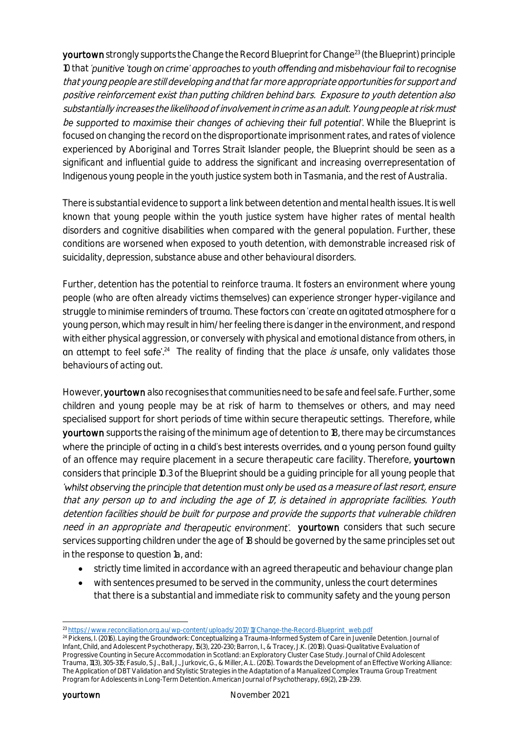**yourtown** strongly supports the Change the Record Blueprint for Change[23] (the Blueprint) principle 10 that *'punitive 'tough on crime' approaches to youth offending and misbehaviour fail to recognise that young people are still developing and that far more appropriate opportunities for support and positive reinforcement exist than putting children behind bars. Exposure to youth detention also substantially increases the likelihood of involvement in crime as an adult. Young people at risk must be supported to maximise their changes of achieving their full potential'*. While the Blueprint is focused on changing the record on the disproportionate imprisonment rates, and rates of violence experienced by Aboriginal and Torres Strait Islander people, the Blueprint should be seen as a significant and influential guide to address the significant and increasing overrepresentation of Indigenous young people in the youth justice system both in Tasmania, and the rest of Australia.

There is substantial evidence to support a link between detention and mental health issues. It is well known that young people within the youth justice system have higher rates of mental health disorders and cognitive disabilities when compared with the general population. Further, these conditions are worsened when exposed to youth detention, with demonstrable increased risk of suicidality, depression, substance abuse and other behavioural disorders.

Further, detention has the potential to reinforce trauma. It fosters an environment where young people (who are often already victims themselves) can experience stronger hyper-vigilance and struggle to minimise reminders of trauma. These factors can 'create an agitated atmosphere for a young person, which may result in him/her feeling there is danger in the environment, and respond with either physical aggression, or conversely with physical and emotional distance from others, in an attempt to feel safe'.[24] The reality of finding that the place *is* unsafe, only validates those behaviours of acting out.

However, **yourtown** also recognises that communities need to be safe and feel safe. Further, some children and young people may be at risk of harm to themselves or others, and may need specialised support for short periods of time within secure therapeutic settings. Therefore, while **yourtown** supports the raising of the minimum age of detention to 18, there may be circumstances where the principle of acting in a child's best interests overrides, and a young person found guilty of an offence may require placement in a secure therapeutic care facility. Therefore, **yourtown** considers that principle 10.3 of the Blueprint should be a guiding principle for all young people that *'whilst observing the principle that detention must only be used as a measure of last resort, ensure that any person up to and including the age of 17, is detained in appropriate facilities. Youth detention facilities should be built for purpose and provide the supports that vulnerable children need in an appropriate and therapeutic environment'*. **yourtown** considers that such secure services supporting children under the age of 18 should be governed by the same principles set out in the response to question 1a, and:

- strictly time limited in accordance with an agreed therapeutic and behaviour change plan
- with sentences presumed to be served in the community, unless the court determines that there is a substantial and immediate risk to community safety and the young person

---

[23] https://www.reconciliation.org.au/wp-content/uploads/2017/11/Change-the-Record-Blueprint_web.pdf

[24] Pickens, I. (2016). Laying the Groundwork: Conceptualizing a Trauma-Informed System of Care in Juvenile Detention. Journal of Infant, Child, and Adolescent Psychotherapy, 15(3), 220-230; Barron, I., & Tracey, J.K. (2018). Quasi-Qualitative Evaluation of Progressive Counting in Secure Accommodation in Scotland: an Exploratory Cluster Case Study. Journal of Child Adolescent Trauma, 11(3), 305-315; Fasulo, S.J., Ball, J., Jurkovic, G., & Miller, A.L. (2015). Towards the Development of an Effective Working Alliance: The Application of DBT Validation and Stylistic Strategies in the Adaptation of a Manualized Complex Trauma Group Treatment Program for Adolescents in Long-Term Detention. American Journal of Psychotherapy, 69(2), 219-239.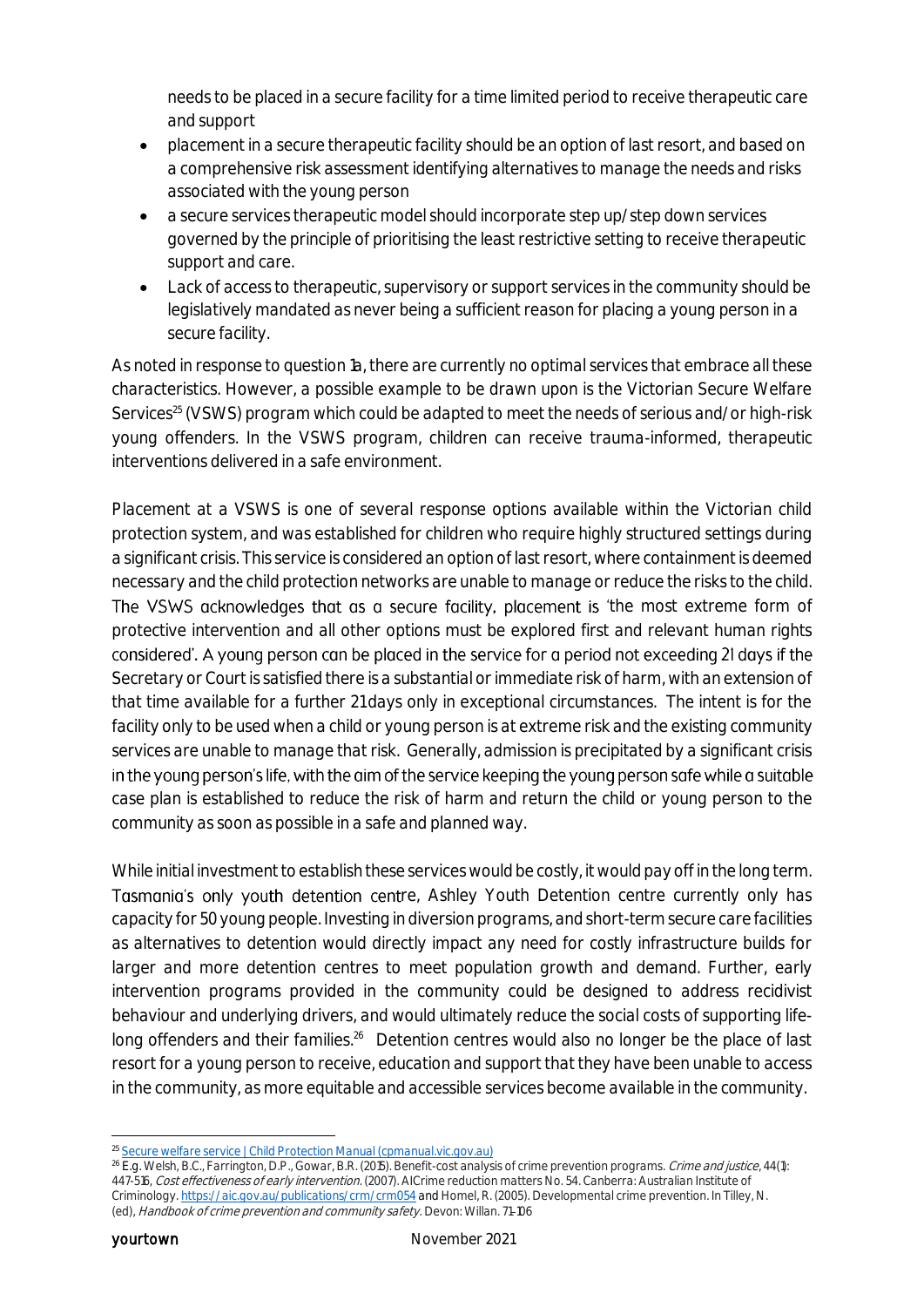needs to be placed in a secure facility for a time limited period to receive therapeutic care and support

- placement in a secure therapeutic facility should be an option of last resort, and based on a comprehensive risk assessment identifying alternatives to manage the needs and risks associated with the young person
- a secure services therapeutic model should incorporate step up/step down services governed by the principle of prioritising the least restrictive setting to receive therapeutic support and care.
- Lack of access to therapeutic, supervisory or support services in the community should be legislatively mandated as never being a sufficient reason for placing a young person in a secure facility.

As noted in response to question 1a, there are currently no optimal services that embrace all these characteristics. However, a possible example to be drawn upon is the Victorian Secure Welfare Services[25] (VSWS) program which could be adapted to meet the needs of serious and/or high-risk young offenders. In the VSWS program, children can receive trauma-informed, therapeutic interventions delivered in a safe environment.

Placement at a VSWS is one of several response options available within the Victorian child protection system, and was established for children who require highly structured settings during a significant crisis. This service is considered an option of last resort, where containment is deemed necessary and the child protection networks are unable to manage or reduce the risks to the child. The VSWS acknowledges that as a secure facility, placement is 'the most extreme form of protective intervention and all other options must be explored first and relevant human rights considered'. A young person can be placed in the service for a period not exceeding 21 days if the Secretary or Court is satisfied there is a substantial or immediate risk of harm, with an extension of that time available for a further 21days only in exceptional circumstances. The intent is for the facility only to be used when a child or young person is at extreme risk and the existing community services are unable to manage that risk. Generally, admission is precipitated by a significant crisis in the young person's life, with the aim of the service keeping the young person safe while a suitable case plan is established to reduce the risk of harm and return the child or young person to the community as soon as possible in a safe and planned way.

While initial investment to establish these services would be costly, it would pay off in the long term. Tasmania's only youth detention centre, Ashley Youth Detention centre currently only has capacity for 50 young people. Investing in diversion programs, and short-term secure care facilities as alternatives to detention would directly impact any need for costly infrastructure builds for larger and more detention centres to meet population growth and demand. Further, early intervention programs provided in the community could be designed to address recidivist behaviour and underlying drivers, and would ultimately reduce the social costs of supporting life-long offenders and their families.[26] Detention centres would also no longer be the place of last resort for a young person to receive, education and support that they have been unable to access in the community, as more equitable and accessible services become available in the community.

---

[25] [Secure welfare service | Child Protection Manual (cpmanual.vic.gov.au)](https://www.cpmanual.vic.gov.au)

[26] E.g. Welsh, B.C., Farrington, D.P., Gowar, B.R. (2015). Benefit-cost analysis of crime prevention programs. *Crime and justice*, 44(1): 447-516, *Cost effectiveness of early intervention*. (2007). AICrime reduction matters No. 54. Canberra: Australian Institute of Criminology. https://aic.gov.au/publications/crm/crm054 and Homel, R. (2005). Developmental crime prevention. In Tilley, N. (ed), *Handbook of crime prevention and community safety*. Devon: Willan. 71-106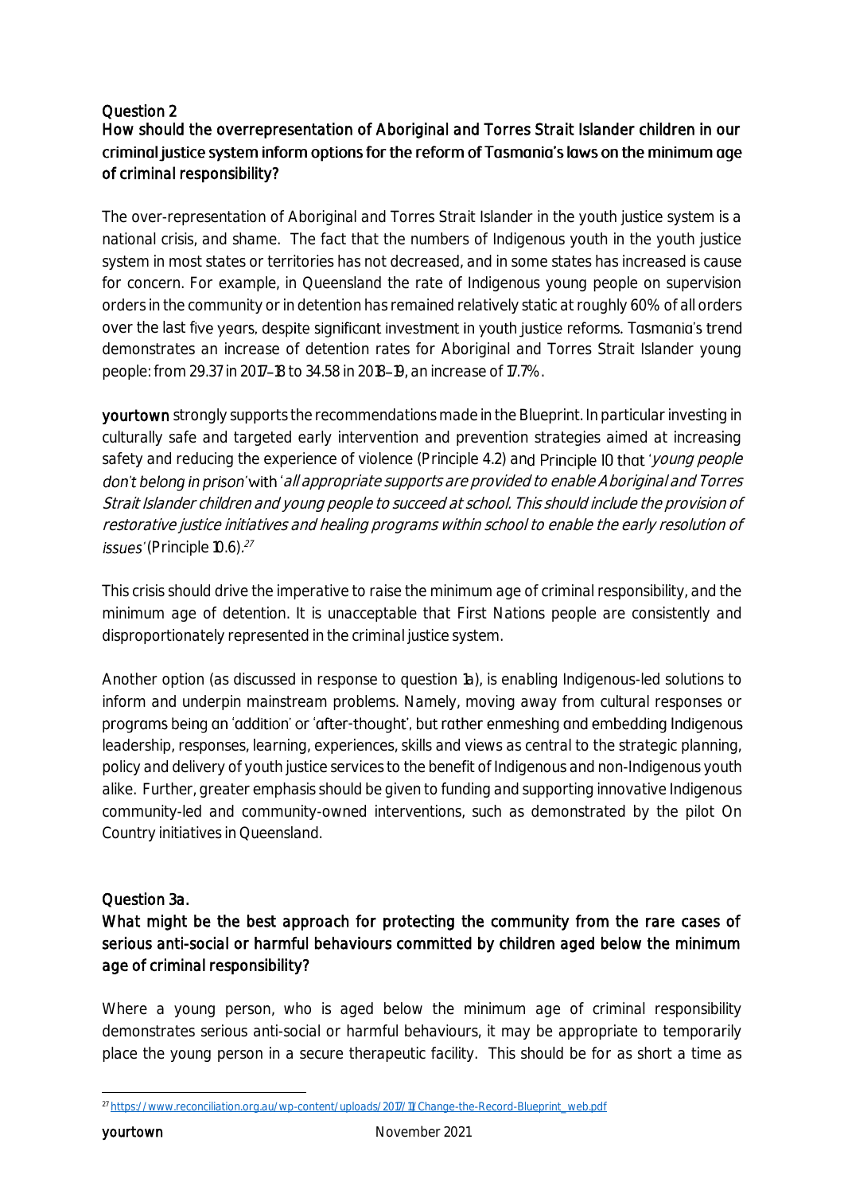### Question 2

### How should the overrepresentation of Aboriginal and Torres Strait Islander children in our criminal justice system inform options for the reform of Tasmania's laws on the minimum age of criminal responsibility?

The over-representation of Aboriginal and Torres Strait Islander in the youth justice system is a national crisis, and shame. The fact that the numbers of Indigenous youth in the youth justice system in most states or territories has not decreased, and in some states has increased is cause for concern. For example, in Queensland the rate of Indigenous young people on supervision orders in the community or in detention has remained relatively static at roughly 60% of all orders over the last five years, despite significant investment in youth justice reforms. Tasmania's trend demonstrates an increase of detention rates for Aboriginal and Torres Strait Islander young people: from 29.37 in 2017–18 to 34.58 in 2018–19, an increase of 17.7%.

**yourtown** strongly supports the recommendations made in the Blueprint. In particular investing in culturally safe and targeted early intervention and prevention strategies aimed at increasing safety and reducing the experience of violence (Principle 4.2) and Principle 10 that '*young people don't belong in prison*' with '*all appropriate supports are provided to enable Aboriginal and Torres Strait Islander children and young people to succeed at school. This should include the provision of restorative justice initiatives and healing programs within school to enable the early resolution of issues*' (Principle 10.6).[27]

This crisis should drive the imperative to raise the minimum age of criminal responsibility, and the minimum age of detention. It is unacceptable that First Nations people are consistently and disproportionately represented in the criminal justice system.

Another option (as discussed in response to question 1a), is enabling Indigenous-led solutions to inform and underpin mainstream problems. Namely, moving away from cultural responses or programs being an 'addition' or 'after-thought', but rather enmeshing and embedding Indigenous leadership, responses, learning, experiences, skills and views as central to the strategic planning, policy and delivery of youth justice services to the benefit of Indigenous and non-Indigenous youth alike. Further, greater emphasis should be given to funding and supporting innovative Indigenous community-led and community-owned interventions, such as demonstrated by the pilot On Country initiatives in Queensland.

### Question 3a.

### What might be the best approach for protecting the community from the rare cases of serious anti-social or harmful behaviours committed by children aged below the minimum age of criminal responsibility?

Where a young person, who is aged below the minimum age of criminal responsibility demonstrates serious anti-social or harmful behaviours, it may be appropriate to temporarily place the young person in a secure therapeutic facility. This should be for as short a time as

---

[27] https://www.reconciliation.org.au/wp-content/uploads/2017/11/Change-the-Record-Blueprint_web.pdf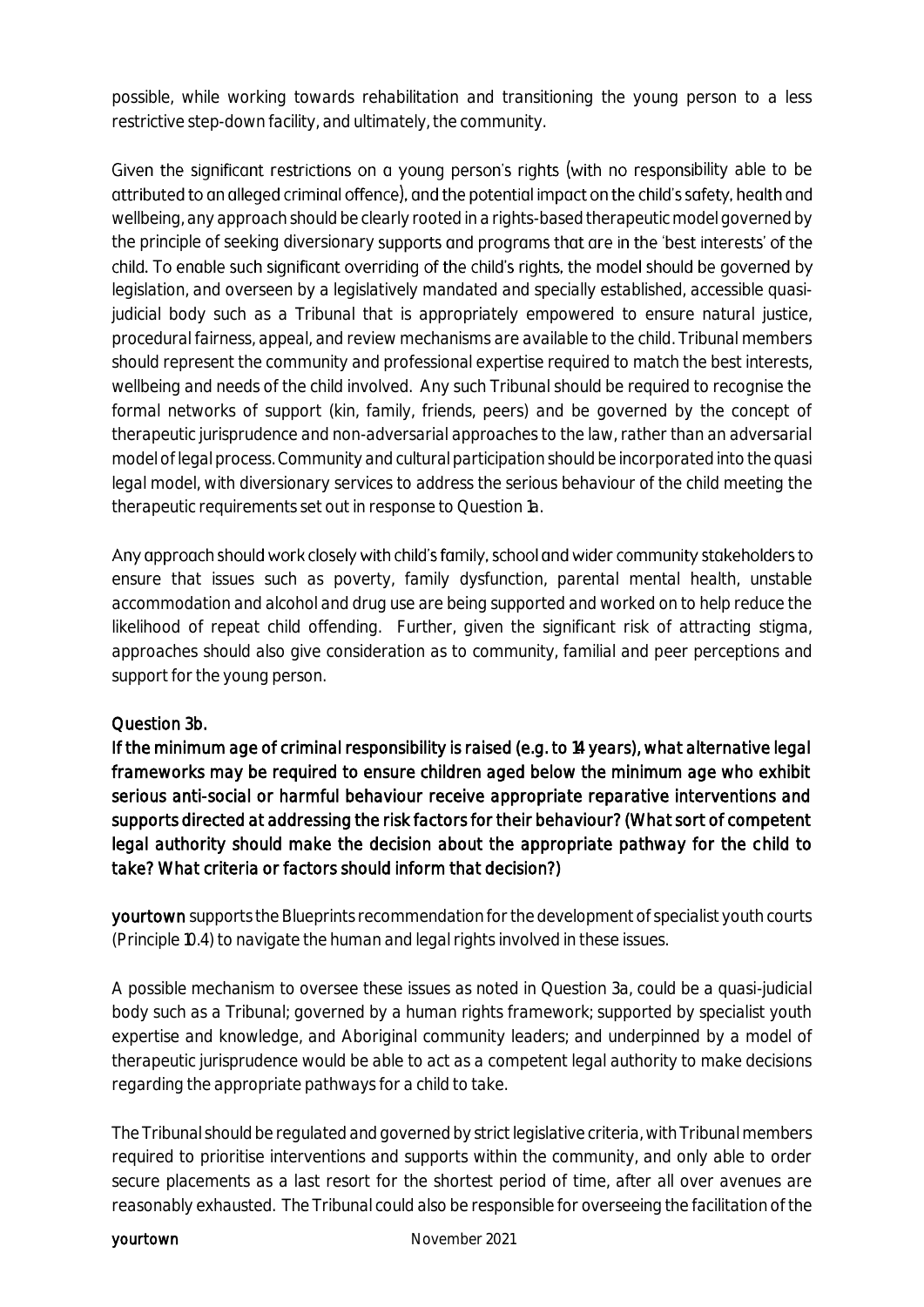possible, while working towards rehabilitation and transitioning the young person to a less restrictive step-down facility, and ultimately, the community.

Given the significant restrictions on a young person's rights (with no responsibility able to be attributed to an alleged criminal offence), and the potential impact on the child's safety, health and wellbeing, any approach should be clearly rooted in a rights-based therapeutic model governed by the principle of seeking diversionary supports and programs that are in the 'best interests' of the child. To enable such significant overriding of the child's rights, the model should be governed by legislation, and overseen by a legislatively mandated and specially established, accessible quasi-judicial body such as a Tribunal that is appropriately empowered to ensure natural justice, procedural fairness, appeal, and review mechanisms are available to the child. Tribunal members should represent the community and professional expertise required to match the best interests, wellbeing and needs of the child involved. Any such Tribunal should be required to recognise the formal networks of support (kin, family, friends, peers) and be governed by the concept of therapeutic jurisprudence and non-adversarial approaches to the law, rather than an adversarial model of legal process. Community and cultural participation should be incorporated into the quasi legal model, with diversionary services to address the serious behaviour of the child meeting the therapeutic requirements set out in response to Question 1a.

Any approach should work closely with child's family, school and wider community stakeholders to ensure that issues such as poverty, family dysfunction, parental mental health, unstable accommodation and alcohol and drug use are being supported and worked on to help reduce the likelihood of repeat child offending. Further, given the significant risk of attracting stigma, approaches should also give consideration as to community, familial and peer perceptions and support for the young person.

### Question 3b.

**If the minimum age of criminal responsibility is raised (e.g. to 14 years), what alternative legal frameworks may be required to ensure children aged below the minimum age who exhibit serious anti-social or harmful behaviour receive appropriate reparative interventions and supports directed at addressing the risk factors for their behaviour? (What sort of competent legal authority should make the decision about the appropriate pathway for the child to take? What criteria or factors should inform that decision?)**

**yourtown** supports the Blueprints recommendation for the development of specialist youth courts (Principle 10.4) to navigate the human and legal rights involved in these issues.

A possible mechanism to oversee these issues as noted in Question 3a, could be a quasi-judicial body such as a Tribunal; governed by a human rights framework; supported by specialist youth expertise and knowledge, and Aboriginal community leaders; and underpinned by a model of therapeutic jurisprudence would be able to act as a competent legal authority to make decisions regarding the appropriate pathways for a child to take.

The Tribunal should be regulated and governed by strict legislative criteria, with Tribunal members required to prioritise interventions and supports within the community, and only able to order secure placements as a last resort for the shortest period of time, after all over avenues are reasonably exhausted. The Tribunal could also be responsible for overseeing the facilitation of the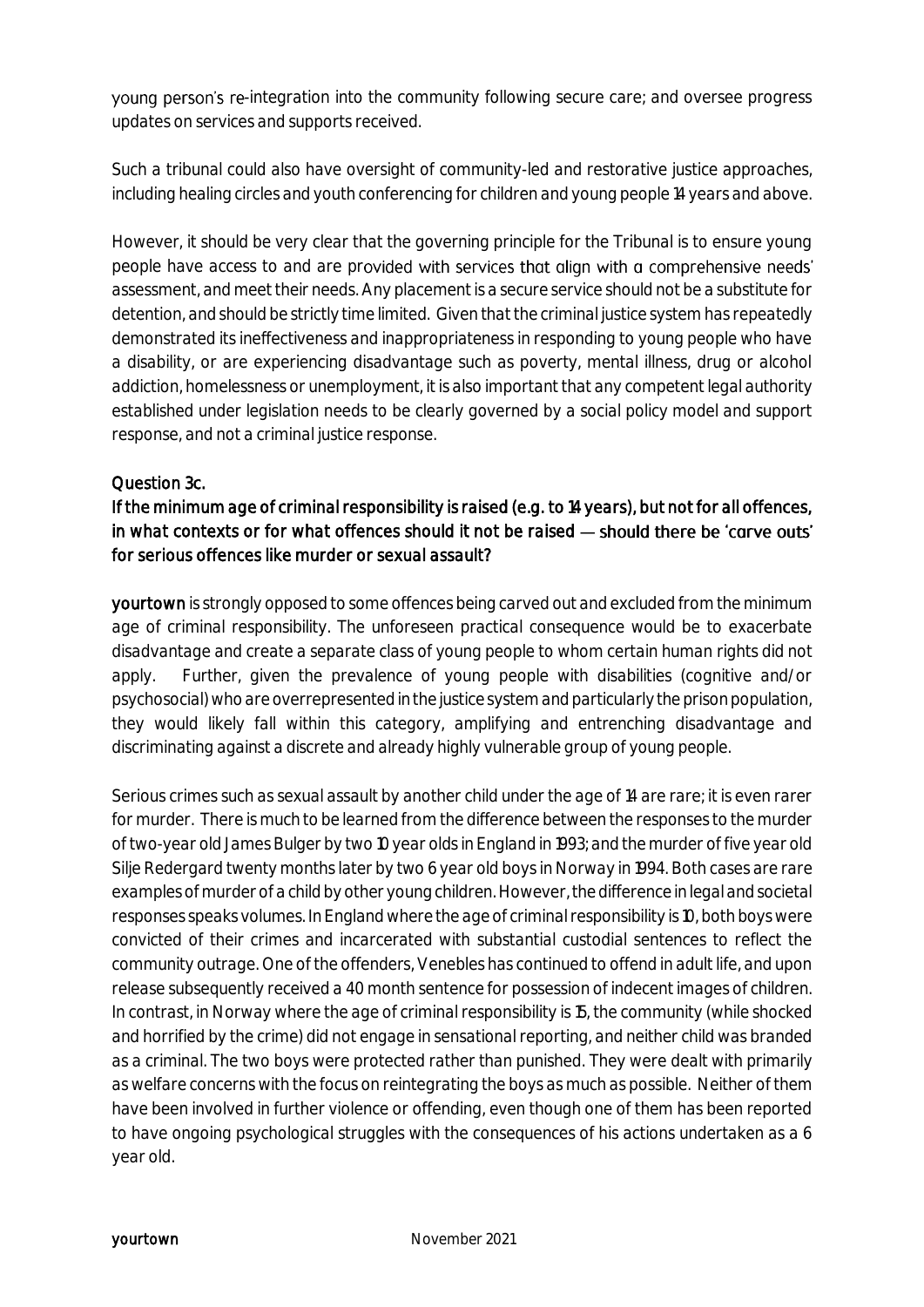young person's re-integration into the community following secure care; and oversee progress updates on services and supports received.

Such a tribunal could also have oversight of community-led and restorative justice approaches, including healing circles and youth conferencing for children and young people 14 years and above.

However, it should be very clear that the governing principle for the Tribunal is to ensure young people have access to and are provided with services that align with a comprehensive needs' assessment, and meet their needs. Any placement is a secure service should not be a substitute for detention, and should be strictly time limited. Given that the criminal justice system has repeatedly demonstrated its ineffectiveness and inappropriateness in responding to young people who have a disability, or are experiencing disadvantage such as poverty, mental illness, drug or alcohol addiction, homelessness or unemployment, it is also important that any competent legal authority established under legislation needs to be clearly governed by a social policy model and support response, and not a criminal justice response.

### Question 3c.

### If the minimum age of criminal responsibility is raised (e.g. to 14 years), but not for all offences, in what contexts or for what offences should it not be raised — should there be 'carve outs' for serious offences like murder or sexual assault?

**yourtown** is strongly opposed to some offences being carved out and excluded from the minimum age of criminal responsibility. The unforeseen practical consequence would be to exacerbate disadvantage and create a separate class of young people to whom certain human rights did not apply. Further, given the prevalence of young people with disabilities (cognitive and/or psychosocial) who are overrepresented in the justice system and particularly the prison population, they would likely fall within this category, amplifying and entrenching disadvantage and discriminating against a discrete and already highly vulnerable group of young people.

Serious crimes such as sexual assault by another child under the age of 14 are rare; it is even rarer for murder. There is much to be learned from the difference between the responses to the murder of two-year old James Bulger by two 10 year olds in England in 1993; and the murder of five year old Silje Redergard twenty months later by two 6 year old boys in Norway in 1994. Both cases are rare examples of murder of a child by other young children. However, the difference in legal and societal responses speaks volumes. In England where the age of criminal responsibility is 10, both boys were convicted of their crimes and incarcerated with substantial custodial sentences to reflect the community outrage. One of the offenders, Venebles has continued to offend in adult life, and upon release subsequently received a 40 month sentence for possession of indecent images of children. In contrast, in Norway where the age of criminal responsibility is 15, the community (while shocked and horrified by the crime) did not engage in sensational reporting, and neither child was branded as a criminal. The two boys were protected rather than punished. They were dealt with primarily as welfare concerns with the focus on reintegrating the boys as much as possible. Neither of them have been involved in further violence or offending, even though one of them has been reported to have ongoing psychological struggles with the consequences of his actions undertaken as a 6 year old.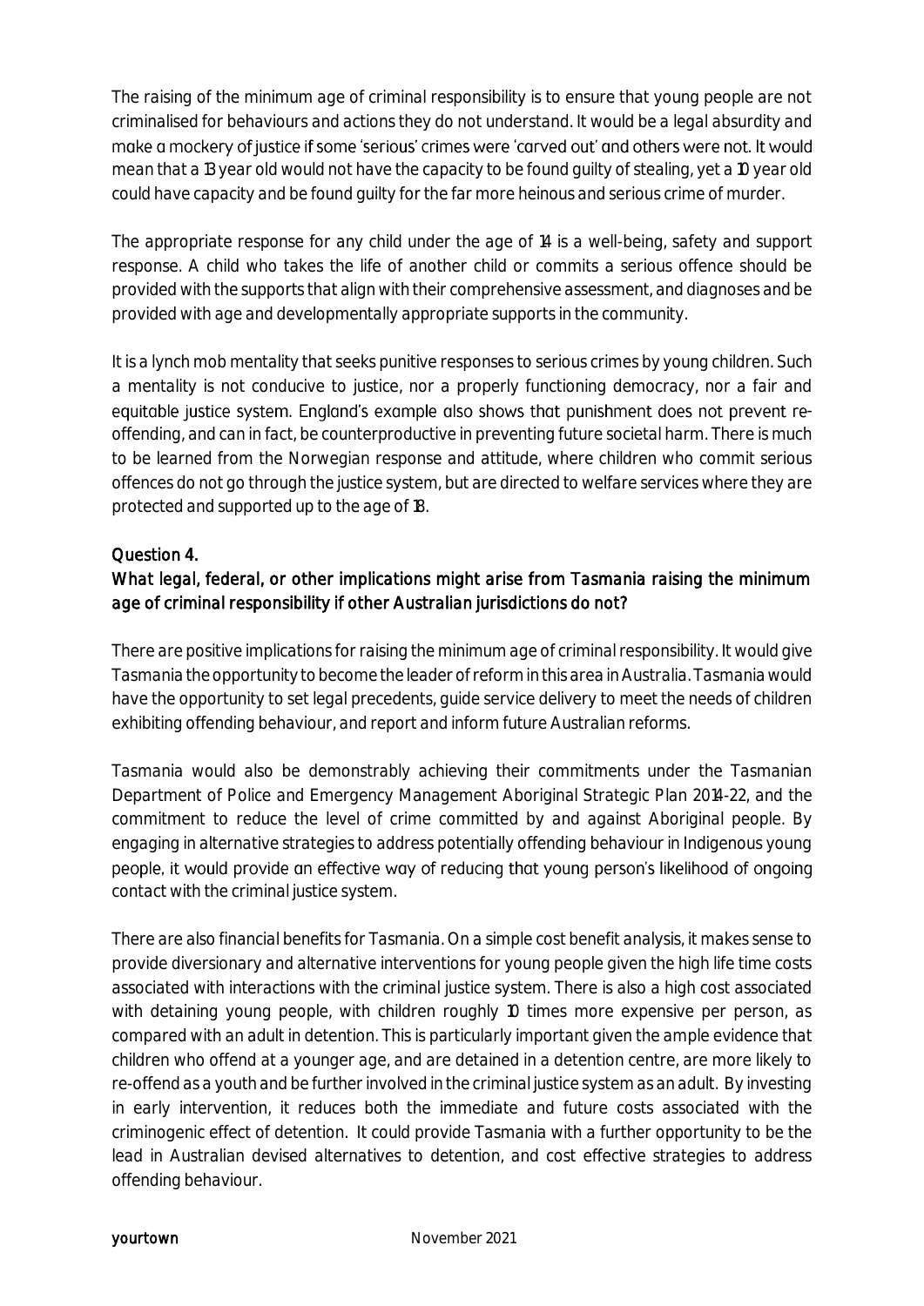The raising of the minimum age of criminal responsibility is to ensure that young people are not criminalised for behaviours and actions they do not understand. It would be a legal absurdity and make a mockery of justice if some 'serious' crimes were 'carved out' and others were not. It would mean that a 13 year old would not have the capacity to be found guilty of stealing, yet a 10 year old could have capacity and be found guilty for the far more heinous and serious crime of murder.

The appropriate response for any child under the age of 14 is a well-being, safety and support response. A child who takes the life of another child or commits a serious offence should be provided with the supports that align with their comprehensive assessment, and diagnoses and be provided with age and developmentally appropriate supports in the community.

It is a lynch mob mentality that seeks punitive responses to serious crimes by young children. Such a mentality is not conducive to justice, nor a properly functioning democracy, nor a fair and equitable justice system. England's example also shows that punishment does not prevent re-offending, and can in fact, be counterproductive in preventing future societal harm. There is much to be learned from the Norwegian response and attitude, where children who commit serious offences do not go through the justice system, but are directed to welfare services where they are protected and supported up to the age of 18.

## Question 4.

### What legal, federal, or other implications might arise from Tasmania raising the minimum age of criminal responsibility if other Australian jurisdictions do not?

There are positive implications for raising the minimum age of criminal responsibility. It would give Tasmania the opportunity to become the leader of reform in this area in Australia. Tasmania would have the opportunity to set legal precedents, guide service delivery to meet the needs of children exhibiting offending behaviour, and report and inform future Australian reforms.

Tasmania would also be demonstrably achieving their commitments under the Tasmanian Department of Police and Emergency Management Aboriginal Strategic Plan 2014-22, and the commitment to reduce the level of crime committed by and against Aboriginal people. By engaging in alternative strategies to address potentially offending behaviour in Indigenous young people, it would provide an effective way of reducing that young person's likelihood of ongoing contact with the criminal justice system.

There are also financial benefits for Tasmania. On a simple cost benefit analysis, it makes sense to provide diversionary and alternative interventions for young people given the high life time costs associated with interactions with the criminal justice system. There is also a high cost associated with detaining young people, with children roughly 10 times more expensive per person, as compared with an adult in detention. This is particularly important given the ample evidence that children who offend at a younger age, and are detained in a detention centre, are more likely to re-offend as a youth and be further involved in the criminal justice system as an adult. By investing in early intervention, it reduces both the immediate and future costs associated with the criminogenic effect of detention. It could provide Tasmania with a further opportunity to be the lead in Australian devised alternatives to detention, and cost effective strategies to address offending behaviour.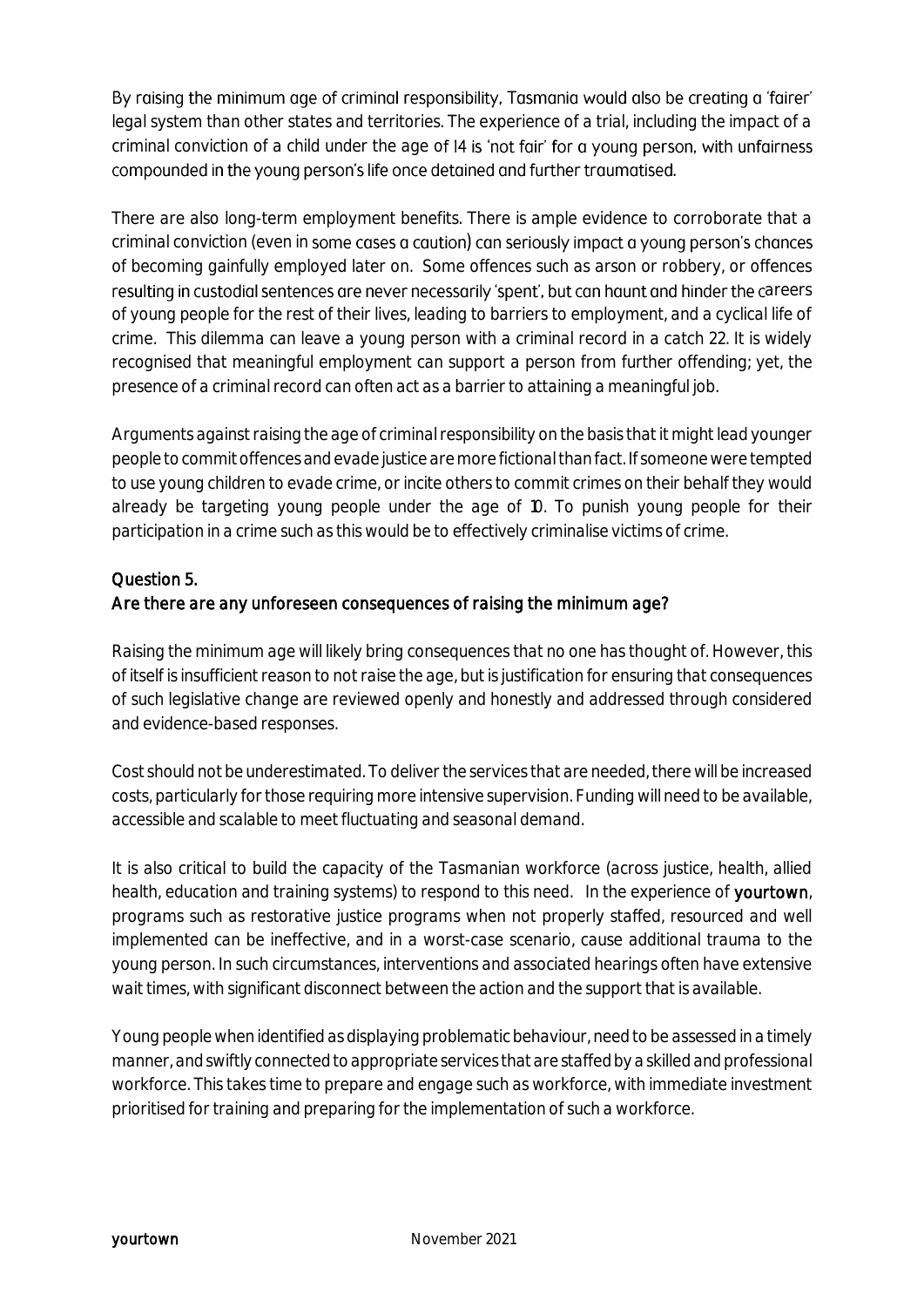By raising the minimum age of criminal responsibility, Tasmania would also be creating a 'fairer' legal system than other states and territories. The experience of a trial, including the impact of a criminal conviction of a child under the age of 14 is 'not fair' for a young person, with unfairness compounded in the young person's life once detained and further traumatised.

There are also long-term employment benefits. There is ample evidence to corroborate that a criminal conviction (even in some cases a caution) can seriously impact a young person's chances of becoming gainfully employed later on. Some offences such as arson or robbery, or offences resulting in custodial sentences are never necessarily 'spent', but can haunt and hinder the careers of young people for the rest of their lives, leading to barriers to employment, and a cyclical life of crime. This dilemma can leave a young person with a criminal record in a catch 22. It is widely recognised that meaningful employment can support a person from further offending; yet, the presence of a criminal record can often act as a barrier to attaining a meaningful job.

Arguments against raising the age of criminal responsibility on the basis that it might lead younger people to commit offences and evade justice are more fictional than fact. If someone were tempted to use young children to evade crime, or incite others to commit crimes on their behalf they would already be targeting young people under the age of 10. To punish young people for their participation in a crime such as this would be to effectively criminalise victims of crime.

## Question 5.
## Are there are any unforeseen consequences of raising the minimum age?

Raising the minimum age will likely bring consequences that no one has thought of. However, this of itself is insufficient reason to not raise the age, but is justification for ensuring that consequences of such legislative change are reviewed openly and honestly and addressed through considered and evidence-based responses.

Cost should not be underestimated. To deliver the services that are needed, there will be increased costs, particularly for those requiring more intensive supervision. Funding will need to be available, accessible and scalable to meet fluctuating and seasonal demand.

It is also critical to build the capacity of the Tasmanian workforce (across justice, health, allied health, education and training systems) to respond to this need. In the experience of **yourtown**, programs such as restorative justice programs when not properly staffed, resourced and well implemented can be ineffective, and in a worst-case scenario, cause additional trauma to the young person. In such circumstances, interventions and associated hearings often have extensive wait times, with significant disconnect between the action and the support that is available.

Young people when identified as displaying problematic behaviour, need to be assessed in a timely manner, and swiftly connected to appropriate services that are staffed by a skilled and professional workforce. This takes time to prepare and engage such as workforce, with immediate investment prioritised for training and preparing for the implementation of such a workforce.